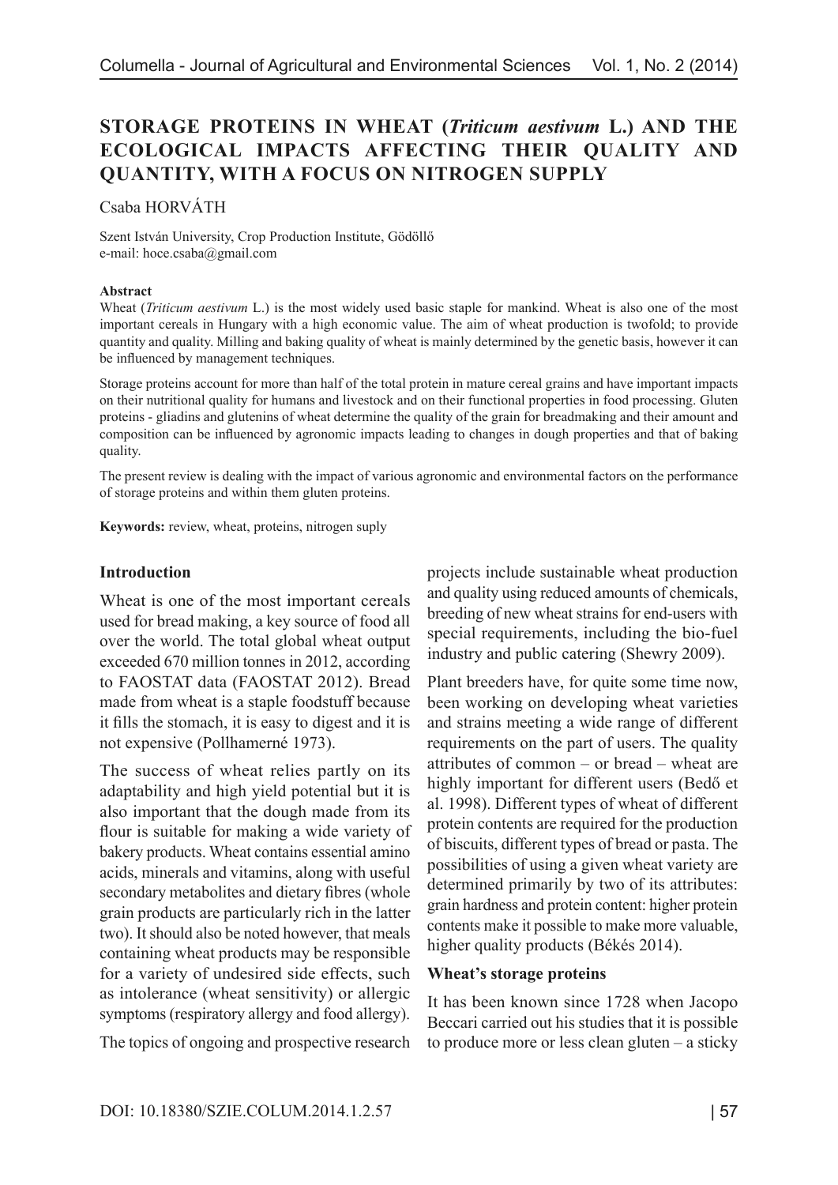# STORAGE PROTEINS IN WHEAT (*Triticum aestivum* L.) AND THE ECOLOGICAL IMPACTS AFFECTING THEIR QUALITY AND QUANTITY, WITH A FOCUS ON NITROGEN SUPPLY

Csaba HORVÁTH

Szent István University, Crop Production Institute, Gödöllő
e-mail: hoce.csaba@gmail.com

**Abstract**

Wheat (*Triticum aestivum* L.) is the most widely used basic staple for mankind. Wheat is also one of the most important cereals in Hungary with a high economic value. The aim of wheat production is twofold; to provide quantity and quality. Milling and baking quality of wheat is mainly determined by the genetic basis, however it can be influenced by management techniques.

Storage proteins account for more than half of the total protein in mature cereal grains and have important impacts on their nutritional quality for humans and livestock and on their functional properties in food processing. Gluten proteins - gliadins and glutenins of wheat determine the quality of the grain for breadmaking and their amount and composition can be influenced by agronomic impacts leading to changes in dough properties and that of baking quality.

The present review is dealing with the impact of various agronomic and environmental factors on the performance of storage proteins and within them gluten proteins.

**Keywords:** review, wheat, proteins, nitrogen suply

## Introduction

Wheat is one of the most important cereals used for bread making, a key source of food all over the world. The total global wheat output exceeded 670 million tonnes in 2012, according to FAOSTAT data (FAOSTAT 2012). Bread made from wheat is a staple foodstuff because it fills the stomach, it is easy to digest and it is not expensive (Pollhamerné 1973).

The success of wheat relies partly on its adaptability and high yield potential but it is also important that the dough made from its flour is suitable for making a wide variety of bakery products. Wheat contains essential amino acids, minerals and vitamins, along with useful secondary metabolites and dietary fibres (whole grain products are particularly rich in the latter two). It should also be noted however, that meals containing wheat products may be responsible for a variety of undesired side effects, such as intolerance (wheat sensitivity) or allergic symptoms (respiratory allergy and food allergy).

The topics of ongoing and prospective research projects include sustainable wheat production and quality using reduced amounts of chemicals, breeding of new wheat strains for end-users with special requirements, including the bio-fuel industry and public catering (Shewry 2009).

Plant breeders have, for quite some time now, been working on developing wheat varieties and strains meeting a wide range of different requirements on the part of users. The quality attributes of common – or bread – wheat are highly important for different users (Bedő et al. 1998). Different types of wheat of different protein contents are required for the production of biscuits, different types of bread or pasta. The possibilities of using a given wheat variety are determined primarily by two of its attributes: grain hardness and protein content: higher protein contents make it possible to make more valuable, higher quality products (Békés 2014).

### Wheat's storage proteins

It has been known since 1728 when Jacopo Beccari carried out his studies that it is possible to produce more or less clean gluten – a sticky

DOI: 10.18380/SZIE.COLUM.2014.1.2.57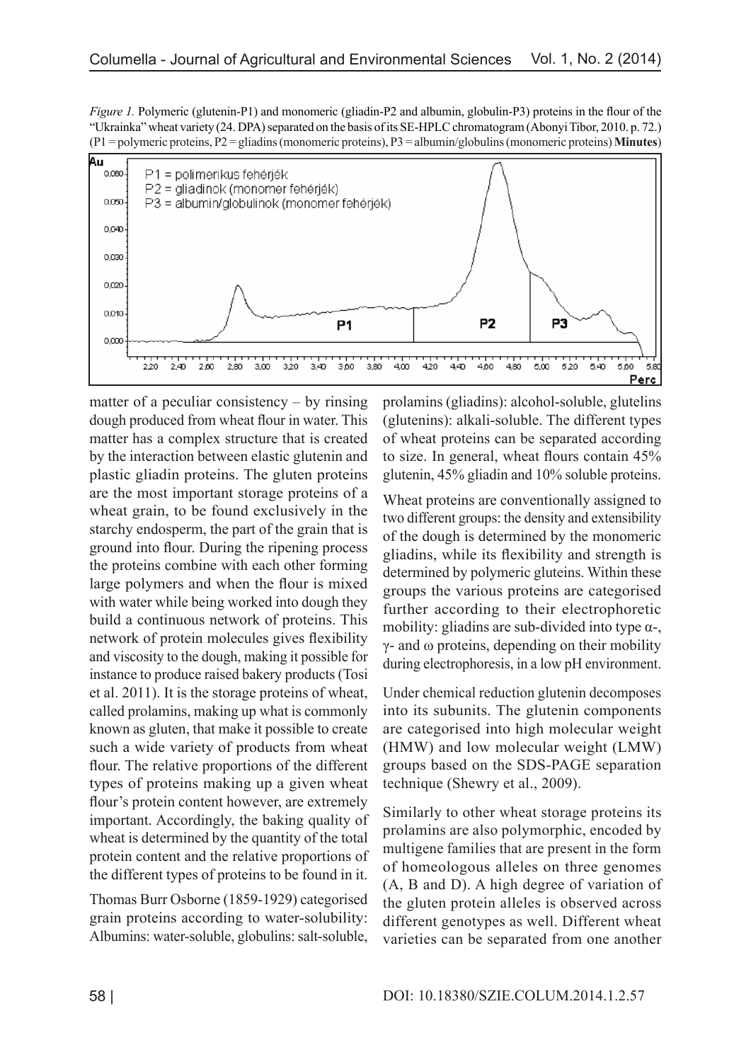*Figure 1.* Polymeric (glutenin-P1) and monomeric (gliadin-P2 and albumin, globulin-P3) proteins in the flour of the "Ukrainka" wheat variety (24. DPA) separated on the basis of its SE-HPLC chromatogram (Abonyi Tibor, 2010. p. 72.) (P1 = polymeric proteins, P2 = gliadins (monomeric proteins), P3 = albumin/globulins (monomeric proteins) **Minutes**)

matter of a peculiar consistency – by rinsing dough produced from wheat flour in water. This matter has a complex structure that is created by the interaction between elastic glutenin and plastic gliadin proteins. The gluten proteins are the most important storage proteins of a wheat grain, to be found exclusively in the starchy endosperm, the part of the grain that is ground into flour. During the ripening process the proteins combine with each other forming large polymers and when the flour is mixed with water while being worked into dough they build a continuous network of proteins. This network of protein molecules gives flexibility and viscosity to the dough, making it possible for instance to produce raised bakery products (Tosi et al. 2011). It is the storage proteins of wheat, called prolamins, making up what is commonly known as gluten, that make it possible to create such a wide variety of products from wheat flour. The relative proportions of the different types of proteins making up a given wheat flour's protein content however, are extremely important. Accordingly, the baking quality of wheat is determined by the quantity of the total protein content and the relative proportions of the different types of proteins to be found in it.

Thomas Burr Osborne (1859-1929) categorised grain proteins according to water-solubility: Albumins: water-soluble, globulins: salt-soluble, prolamins (gliadins): alcohol-soluble, glutelins (glutenins): alkali-soluble. The different types of wheat proteins can be separated according to size. In general, wheat flours contain 45% glutenin, 45% gliadin and 10% soluble proteins.

Wheat proteins are conventionally assigned to two different groups: the density and extensibility of the dough is determined by the monomeric gliadins, while its flexibility and strength is determined by polymeric gluteins. Within these groups the various proteins are categorised further according to their electrophoretic mobility: gliadins are sub-divided into type α-, γ- and ω proteins, depending on their mobility during electrophoresis, in a low pH environment.

Under chemical reduction glutenin decomposes into its subunits. The glutenin components are categorised into high molecular weight (HMW) and low molecular weight (LMW) groups based on the SDS-PAGE separation technique (Shewry et al., 2009).

Similarly to other wheat storage proteins its prolamins are also polymorphic, encoded by multigene families that are present in the form of homeologous alleles on three genomes (A, B and D). A high degree of variation of the gluten protein alleles is observed across different genotypes as well. Different wheat varieties can be separated from one another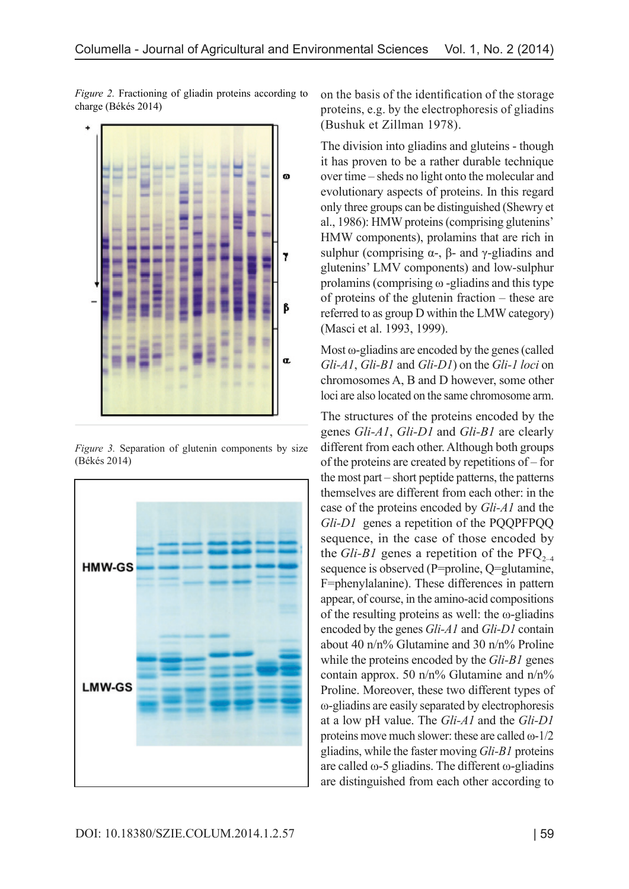*Figure 2.* Fractioning of gliadin proteins according to charge (Békés 2014)

*Figure 3.* Separation of glutenin components by size (Békés 2014)

on the basis of the identification of the storage proteins, e.g. by the electrophoresis of gliadins (Bushuk et Zillman 1978).

The division into gliadins and gluteins - though it has proven to be a rather durable technique over time – sheds no light onto the molecular and evolutionary aspects of proteins. In this regard only three groups can be distinguished (Shewry et al., 1986): HMW proteins (comprising glutenins' HMW components), prolamins that are rich in sulphur (comprising α-, β- and γ-gliadins and glutenins' LMV components) and low-sulphur prolamins (comprising ω -gliadins and this type of proteins of the glutenin fraction – these are referred to as group D within the LMW category) (Masci et al. 1993, 1999).

Most ω-gliadins are encoded by the genes (called *Gli-A1*, *Gli-B1* and *Gli-D1*) on the *Gli-1 loci* on chromosomes A, B and D however, some other loci are also located on the same chromosome arm.

The structures of the proteins encoded by the genes *Gli-A1*, *Gli-D1* and *Gli-B1* are clearly different from each other. Although both groups of the proteins are created by repetitions of – for the most part – short peptide patterns, the patterns themselves are different from each other: in the case of the proteins encoded by *Gli-A1* and the *Gli-D1* genes a repetition of the PQQPFPQQ sequence, in the case of those encoded by the *Gli-B1* genes a repetition of the $PFQ_{2-4}$ sequence is observed (P=proline, Q=glutamine, F=phenylalanine). These differences in pattern appear, of course, in the amino-acid compositions of the resulting proteins as well: the ω-gliadins encoded by the genes *Gli-A1* and *Gli-D1* contain about 40 n/n% Glutamine and 30 n/n% Proline while the proteins encoded by the *Gli-B1* genes contain approx. 50 n/n% Glutamine and n/n% Proline. Moreover, these two different types of ω-gliadins are easily separated by electrophoresis at a low pH value. The *Gli-A1* and the *Gli-D1* proteins move much slower: these are called ω-1/2 gliadins, while the faster moving *Gli-B1* proteins are called ω-5 gliadins. The different ω-gliadins are distinguished from each other according to

DOI: 10.18380/SZIE.COLUM.2014.1.2.57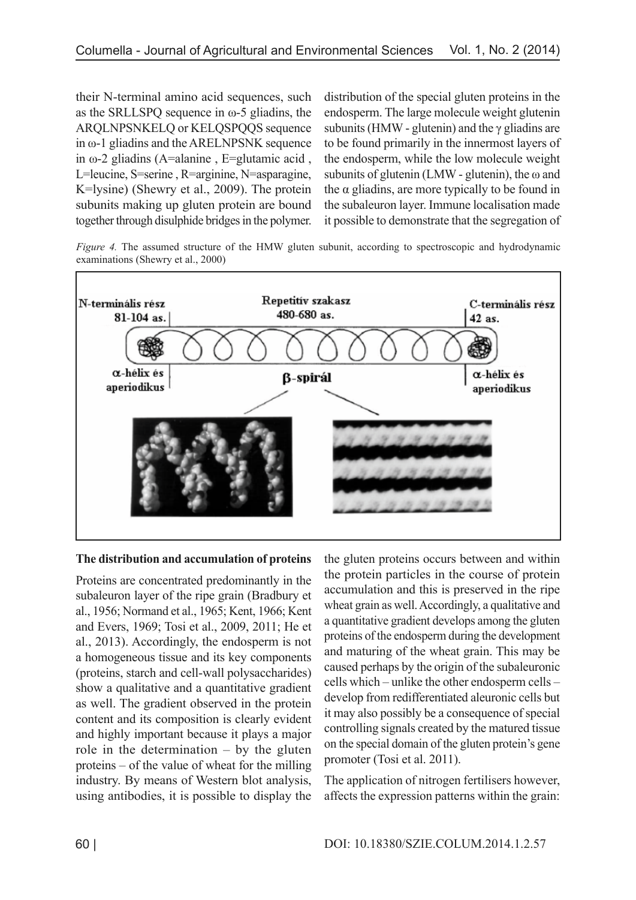their N-terminal amino acid sequences, such as the SRLLSPQ sequence in ω-5 gliadins, the ARQLNPSNKELQ or KELQSPQQS sequence in ω-1 gliadins and the ARELNPSNK sequence in ω-2 gliadins (A=alanine , E=glutamic acid , L=leucine, S=serine , R=arginine, N=asparagine, K=lysine) (Shewry et al., 2009). The protein subunits making up gluten protein are bound together through disulphide bridges in the polymer. distribution of the special gluten proteins in the endosperm. The large molecule weight glutenin subunits (HMW - glutenin) and the γ gliadins are to be found primarily in the innermost layers of the endosperm, while the low molecule weight subunits of glutenin (LMW - glutenin), the ω and the α gliadins, are more typically to be found in the subaleuron layer. Immune localisation made it possible to demonstrate that the segregation of the gluten proteins occurs between and within the protein particles in the course of protein accumulation and this is preserved in the ripe wheat grain as well. Accordingly, a qualitative and a quantitative gradient develops among the gluten proteins of the endosperm during the development and maturing of the wheat grain. This may be caused perhaps by the origin of the subaleuronic cells which – unlike the other endosperm cells – develop from redifferentiated aleuronic cells but it may also possibly be a consequence of special controlling signals created by the matured tissue on the special domain of the gluten protein's gene promoter (Tosi et al. 2011).

*Figure 4.* The assumed structure of the HMW gluten subunit, according to spectroscopic and hydrodynamic examinations (Shewry et al., 2000)

### The distribution and accumulation of proteins

Proteins are concentrated predominantly in the subaleuron layer of the ripe grain (Bradbury et al., 1956; Normand et al., 1965; Kent, 1966; Kent and Evers, 1969; Tosi et al., 2009, 2011; He et al., 2013). Accordingly, the endosperm is not a homogeneous tissue and its key components (proteins, starch and cell-wall polysaccharides) show a qualitative and a quantitative gradient as well. The gradient observed in the protein content and its composition is clearly evident and highly important because it plays a major role in the determination – by the gluten proteins – of the value of wheat for the milling industry. By means of Western blot analysis, using antibodies, it is possible to display the

The application of nitrogen fertilisers however, affects the expression patterns within the grain: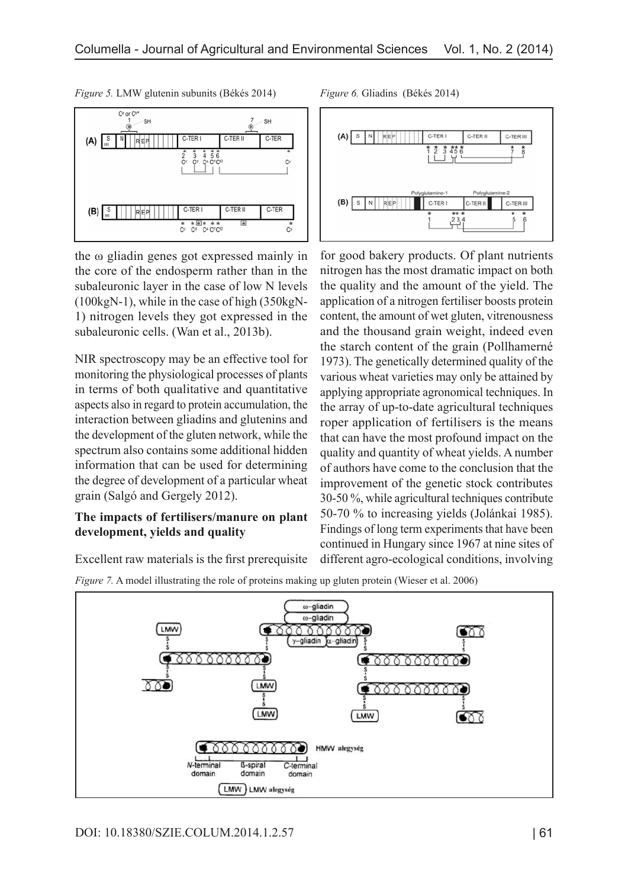*Figure 5.* LMW glutenin subunits (Békés 2014)

*Figure 6.* Gliadins (Békés 2014)

the ω gliadin genes got expressed mainly in the core of the endosperm rather than in the subaleuronic layer in the case of low N levels (100kgN-1), while in the case of high (350kgN-1) nitrogen levels they got expressed in the subaleuronic cells. (Wan et al., 2013b).

NIR spectroscopy may be an effective tool for monitoring the physiological processes of plants in terms of both qualitative and quantitative aspects also in regard to protein accumulation, the interaction between gliadins and glutenins and the development of the gluten network, while the spectrum also contains some additional hidden information that can be used for determining the degree of development of a particular wheat grain (Salgó and Gergely 2012).

**The impacts of fertilisers/manure on plant development, yields and quality**

Excellent raw materials is the first prerequisite for good bakery products. Of plant nutrients nitrogen has the most dramatic impact on both the quality and the amount of the yield. The application of a nitrogen fertiliser boosts protein content, the amount of wet gluten, vitreousness and the thousand grain weight, indeed even the starch content of the grain (Pollhamerné 1973). The genetically determined quality of the various wheat varieties may only be attained by applying appropriate agronomical techniques. In the array of up-to-date agricultural techniques roper application of fertilisers is the means that can have the most profound impact on the quality and quantity of wheat yields. A number of authors have come to the conclusion that the improvement of the genetic stock contributes 30-50 %, while agricultural techniques contribute 50-70 % to increasing yields (Jolánkai 1985). Findings of long term experiments that have been continued in Hungary since 1967 at nine sites of different agro-ecological conditions, involving

*Figure 7.* A model illustrating the role of proteins making up gluten protein (Wieser et al. 2006)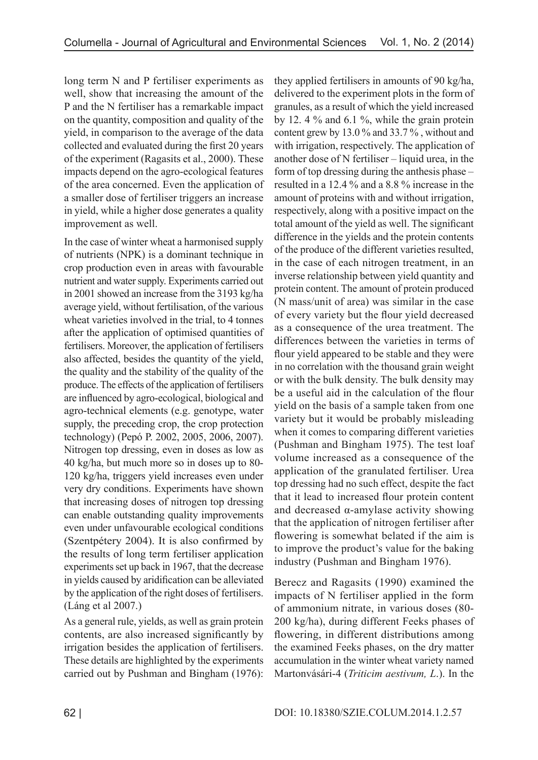long term N and P fertiliser experiments as well, show that increasing the amount of the P and the N fertiliser has a remarkable impact on the quantity, composition and quality of the yield, in comparison to the average of the data collected and evaluated during the first 20 years of the experiment (Ragasits et al., 2000). These impacts depend on the agro-ecological features of the area concerned. Even the application of a smaller dose of fertiliser triggers an increase in yield, while a higher dose generates a quality improvement as well.

In the case of winter wheat a harmonised supply of nutrients (NPK) is a dominant technique in crop production even in areas with favourable nutrient and water supply. Experiments carried out in 2001 showed an increase from the 3193 kg/ha average yield, without fertilisation, of the various wheat varieties involved in the trial, to 4 tonnes after the application of optimised quantities of fertilisers. Moreover, the application of fertilisers also affected, besides the quantity of the yield, the quality and the stability of the quality of the produce. The effects of the application of fertilisers are influenced by agro-ecological, biological and agro-technical elements (e.g. genotype, water supply, the preceding crop, the crop protection technology) (Pepó P. 2002, 2005, 2006, 2007). Nitrogen top dressing, even in doses as low as 40 kg/ha, but much more so in doses up to 80-120 kg/ha, triggers yield increases even under very dry conditions. Experiments have shown that increasing doses of nitrogen top dressing can enable outstanding quality improvements even under unfavourable ecological conditions (Szentpétery 2004). It is also confirmed by the results of long term fertiliser application experiments set up back in 1967, that the decrease in yields caused by aridification can be alleviated by the application of the right doses of fertilisers. (Láng et al 2007.)

As a general rule, yields, as well as grain protein contents, are also increased significantly by irrigation besides the application of fertilisers. These details are highlighted by the experiments carried out by Pushman and Bingham (1976): they applied fertilisers in amounts of 90 kg/ha, delivered to the experiment plots in the form of granules, as a result of which the yield increased by 12. 4 % and 6.1 %, while the grain protein content grew by 13.0 % and 33.7 % , without and with irrigation, respectively. The application of another dose of N fertiliser – liquid urea, in the form of top dressing during the anthesis phase – resulted in a 12.4 % and a 8.8 % increase in the amount of proteins with and without irrigation, respectively, along with a positive impact on the total amount of the yield as well. The significant difference in the yields and the protein contents of the produce of the different varieties resulted, in the case of each nitrogen treatment, in an inverse relationship between yield quantity and protein content. The amount of protein produced (N mass/unit of area) was similar in the case of every variety but the flour yield decreased as a consequence of the urea treatment. The differences between the varieties in terms of flour yield appeared to be stable and they were in no correlation with the thousand grain weight or with the bulk density. The bulk density may be a useful aid in the calculation of the flour yield on the basis of a sample taken from one variety but it would be probably misleading when it comes to comparing different varieties (Pushman and Bingham 1975). The test loaf volume increased as a consequence of the application of the granulated fertiliser. Urea top dressing had no such effect, despite the fact that it lead to increased flour protein content and decreased α-amylase activity showing that the application of nitrogen fertiliser after flowering is somewhat belated if the aim is to improve the product's value for the baking industry (Pushman and Bingham 1976).

Berecz and Ragasits (1990) examined the impacts of N fertiliser applied in the form of ammonium nitrate, in various doses (80-200 kg/ha), during different Feeks phases of flowering, in different distributions among the examined Feeks phases, on the dry matter accumulation in the winter wheat variety named Martonvásári-4 (*Triticim aestivum, L*.). In the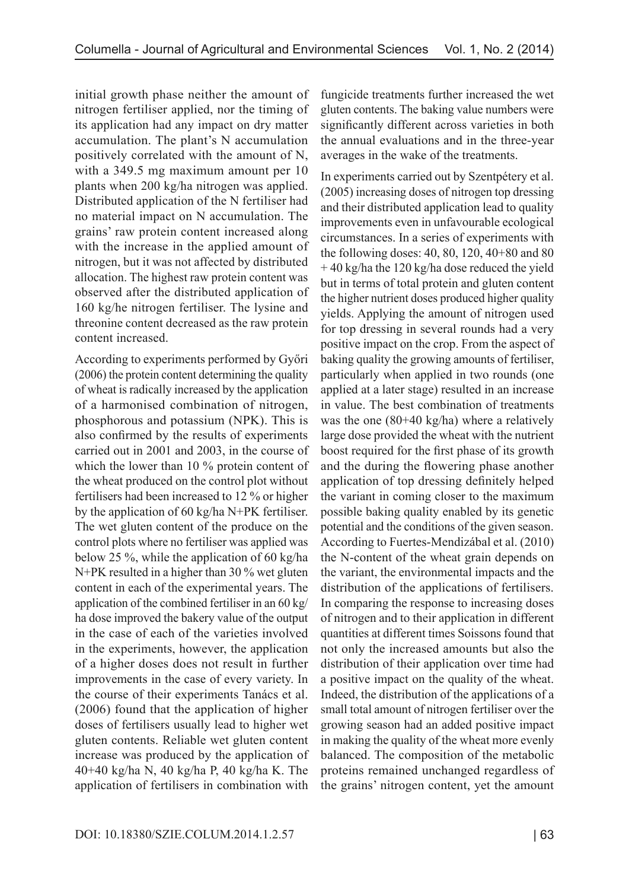initial growth phase neither the amount of nitrogen fertiliser applied, nor the timing of its application had any impact on dry matter accumulation. The plant's N accumulation positively correlated with the amount of N, with a 349.5 mg maximum amount per 10 plants when 200 kg/ha nitrogen was applied. Distributed application of the N fertiliser had no material impact on N accumulation. The grains' raw protein content increased along with the increase in the applied amount of nitrogen, but it was not affected by distributed allocation. The highest raw protein content was observed after the distributed application of 160 kg/he nitrogen fertiliser. The lysine and threonine content decreased as the raw protein content increased.

According to experiments performed by Győri (2006) the protein content determining the quality of wheat is radically increased by the application of a harmonised combination of nitrogen, phosphorous and potassium (NPK). This is also confirmed by the results of experiments carried out in 2001 and 2003, in the course of which the lower than 10 % protein content of the wheat produced on the control plot without fertilisers had been increased to 12 % or higher by the application of 60 kg/ha N+PK fertiliser. The wet gluten content of the produce on the control plots where no fertiliser was applied was below 25 %, while the application of 60 kg/ha N+PK resulted in a higher than 30 % wet gluten content in each of the experimental years. The application of the combined fertiliser in an 60 kg/ha dose improved the bakery value of the output in the case of each of the varieties involved in the experiments, however, the application of a higher doses does not result in further improvements in the case of every variety. In the course of their experiments Tanács et al. (2006) found that the application of higher doses of fertilisers usually lead to higher wet gluten contents. Reliable wet gluten content increase was produced by the application of 40+40 kg/ha N, 40 kg/ha P, 40 kg/ha K. The application of fertilisers in combination with fungicide treatments further increased the wet gluten contents. The baking value numbers were significantly different across varieties in both the annual evaluations and in the three-year averages in the wake of the treatments.

In experiments carried out by Szentpétery et al. (2005) increasing doses of nitrogen top dressing and their distributed application lead to quality improvements even in unfavourable ecological circumstances. In a series of experiments with the following doses: 40, 80, 120, 40+80 and 80 + 40 kg/ha the 120 kg/ha dose reduced the yield but in terms of total protein and gluten content the higher nutrient doses produced higher quality yields. Applying the amount of nitrogen used for top dressing in several rounds had a very positive impact on the crop. From the aspect of baking quality the growing amounts of fertiliser, particularly when applied in two rounds (one applied at a later stage) resulted in an increase in value. The best combination of treatments was the one (80+40 kg/ha) where a relatively large dose provided the wheat with the nutrient boost required for the first phase of its growth and the during the flowering phase another application of top dressing definitely helped the variant in coming closer to the maximum possible baking quality enabled by its genetic potential and the conditions of the given season. According to Fuertes-Mendizábal et al. (2010) the N-content of the wheat grain depends on the variant, the environmental impacts and the distribution of the applications of fertilisers. In comparing the response to increasing doses of nitrogen and to their application in different quantities at different times Soissons found that not only the increased amounts but also the distribution of their application over time had a positive impact on the quality of the wheat. Indeed, the distribution of the applications of a small total amount of nitrogen fertiliser over the growing season had an added positive impact in making the quality of the wheat more evenly balanced. The composition of the metabolic proteins remained unchanged regardless of the grains' nitrogen content, yet the amount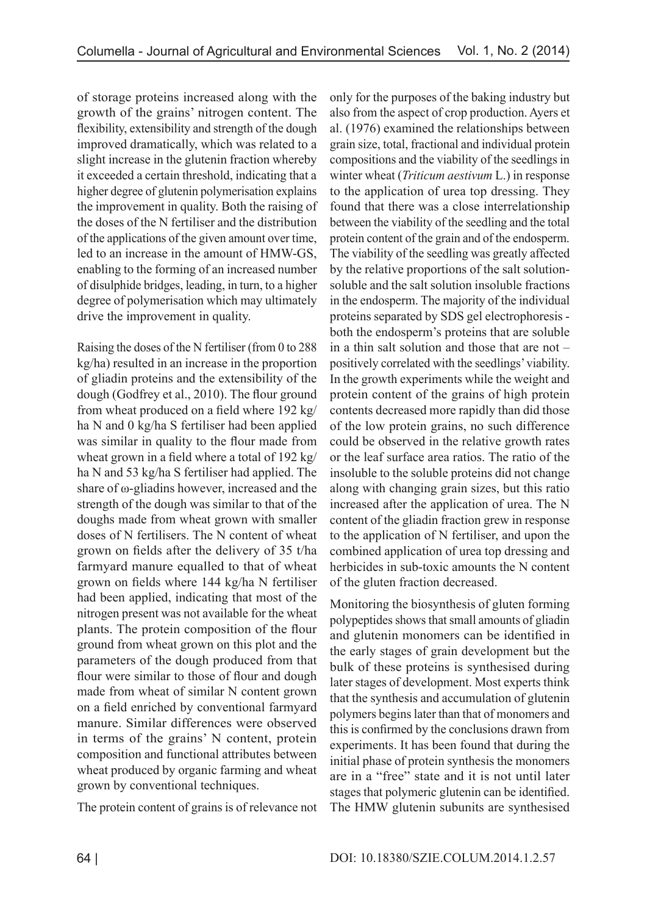of storage proteins increased along with the growth of the grains' nitrogen content. The flexibility, extensibility and strength of the dough improved dramatically, which was related to a slight increase in the glutenin fraction whereby it exceeded a certain threshold, indicating that a higher degree of glutenin polymerisation explains the improvement in quality. Both the raising of the doses of the N fertiliser and the distribution of the applications of the given amount over time, led to an increase in the amount of HMW-GS, enabling to the forming of an increased number of disulphide bridges, leading, in turn, to a higher degree of polymerisation which may ultimately drive the improvement in quality.

Raising the doses of the N fertiliser (from 0 to 288 kg/ha) resulted in an increase in the proportion of gliadin proteins and the extensibility of the dough (Godfrey et al., 2010). The flour ground from wheat produced on a field where 192 kg/ha N and 0 kg/ha S fertiliser had been applied was similar in quality to the flour made from wheat grown in a field where a total of 192 kg/ha N and 53 kg/ha S fertiliser had applied. The share of ω-gliadins however, increased and the strength of the dough was similar to that of the doughs made from wheat grown with smaller doses of N fertilisers. The N content of wheat grown on fields after the delivery of 35 t/ha farmyard manure equalled to that of wheat grown on fields where 144 kg/ha N fertiliser had been applied, indicating that most of the nitrogen present was not available for the wheat plants. The protein composition of the flour ground from wheat grown on this plot and the parameters of the dough produced from that flour were similar to those of flour and dough made from wheat of similar N content grown on a field enriched by conventional farmyard manure. Similar differences were observed in terms of the grains' N content, protein composition and functional attributes between wheat produced by organic farming and wheat grown by conventional techniques.

The protein content of grains is of relevance not only for the purposes of the baking industry but also from the aspect of crop production. Ayers et al. (1976) examined the relationships between grain size, total, fractional and individual protein compositions and the viability of the seedlings in winter wheat (*Triticum aestivum* L.) in response to the application of urea top dressing. They found that there was a close interrelationship between the viability of the seedling and the total protein content of the grain and of the endosperm. The viability of the seedling was greatly affected by the relative proportions of the salt solution-soluble and the salt solution insoluble fractions in the endosperm. The majority of the individual proteins separated by SDS gel electrophoresis - both the endosperm's proteins that are soluble in a thin salt solution and those that are not – positively correlated with the seedlings' viability. In the growth experiments while the weight and protein content of the grains of high protein contents decreased more rapidly than did those of the low protein grains, no such difference could be observed in the relative growth rates or the leaf surface area ratios. The ratio of the insoluble to the soluble proteins did not change along with changing grain sizes, but this ratio increased after the application of urea. The N content of the gliadin fraction grew in response to the application of N fertiliser, and upon the combined application of urea top dressing and herbicides in sub-toxic amounts the N content of the gluten fraction decreased.

Monitoring the biosynthesis of gluten forming polypeptides shows that small amounts of gliadin and glutenin monomers can be identified in the early stages of grain development but the bulk of these proteins is synthesised during later stages of development. Most experts think that the synthesis and accumulation of glutenin polymers begins later than that of monomers and this is confirmed by the conclusions drawn from experiments. It has been found that during the initial phase of protein synthesis the monomers are in a "free" state and it is not until later stages that polymeric glutenin can be identified. The HMW glutenin subunits are synthesised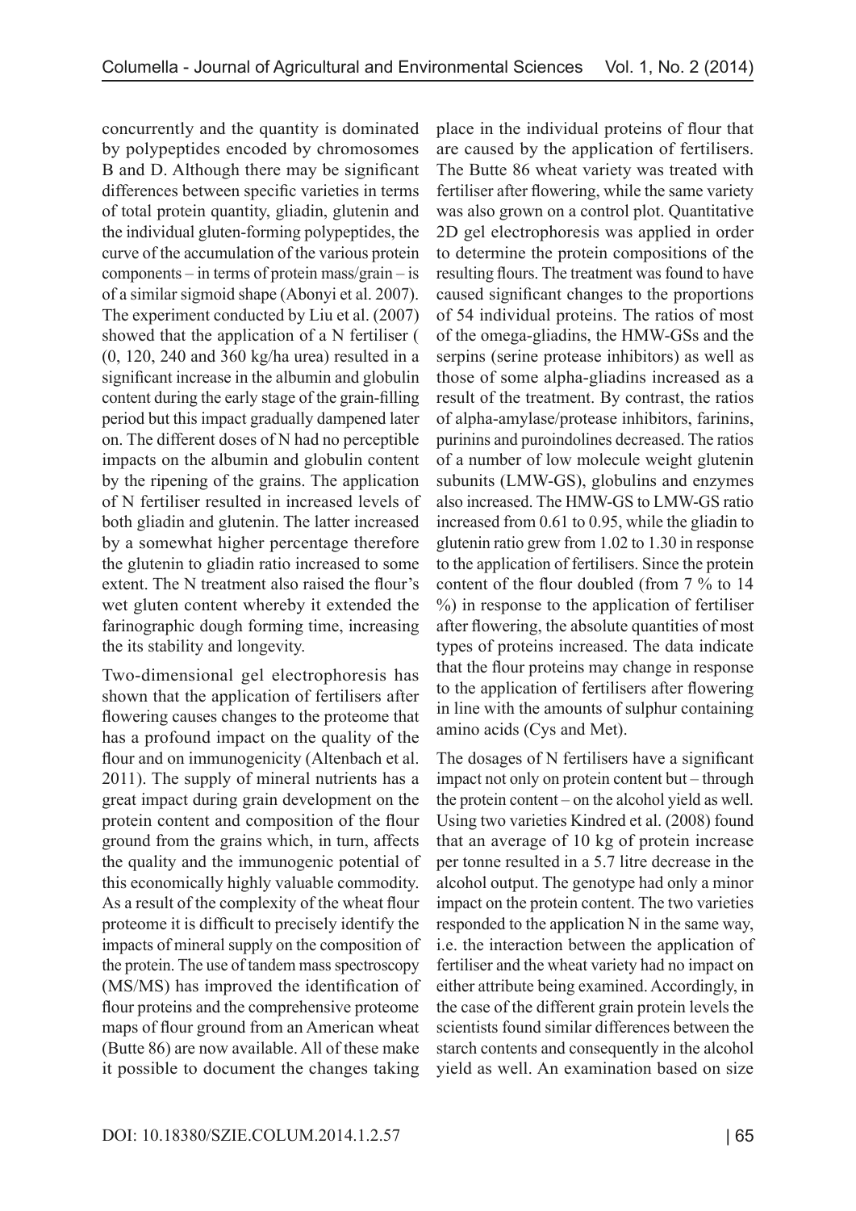concurrently and the quantity is dominated by polypeptides encoded by chromosomes B and D. Although there may be significant differences between specific varieties in terms of total protein quantity, gliadin, glutenin and the individual gluten-forming polypeptides, the curve of the accumulation of the various protein components – in terms of protein mass/grain – is of a similar sigmoid shape (Abonyi et al. 2007). The experiment conducted by Liu et al. (2007) showed that the application of a N fertiliser ( (0, 120, 240 and 360 kg/ha urea) resulted in a significant increase in the albumin and globulin content during the early stage of the grain-filling period but this impact gradually dampened later on. The different doses of N had no perceptible impacts on the albumin and globulin content by the ripening of the grains. The application of N fertiliser resulted in increased levels of both gliadin and glutenin. The latter increased by a somewhat higher percentage therefore the glutenin to gliadin ratio increased to some extent. The N treatment also raised the flour's wet gluten content whereby it extended the farinographic dough forming time, increasing the its stability and longevity.

Two-dimensional gel electrophoresis has shown that the application of fertilisers after flowering causes changes to the proteome that has a profound impact on the quality of the flour and on immunogenicity (Altenbach et al. 2011). The supply of mineral nutrients has a great impact during grain development on the protein content and composition of the flour ground from the grains which, in turn, affects the quality and the immunogenic potential of this economically highly valuable commodity. As a result of the complexity of the wheat flour proteome it is difficult to precisely identify the impacts of mineral supply on the composition of the protein. The use of tandem mass spectroscopy (MS/MS) has improved the identification of flour proteins and the comprehensive proteome maps of flour ground from an American wheat (Butte 86) are now available. All of these make it possible to document the changes taking place in the individual proteins of flour that are caused by the application of fertilisers. The Butte 86 wheat variety was treated with fertiliser after flowering, while the same variety was also grown on a control plot. Quantitative 2D gel electrophoresis was applied in order to determine the protein compositions of the resulting flours. The treatment was found to have caused significant changes to the proportions of 54 individual proteins. The ratios of most of the omega-gliadins, the HMW-GSs and the serpins (serine protease inhibitors) as well as those of some alpha-gliadins increased as a result of the treatment. By contrast, the ratios of alpha-amylase/protease inhibitors, farinins, purinins and puroindolines decreased. The ratios of a number of low molecule weight glutenin subunits (LMW-GS), globulins and enzymes also increased. The HMW-GS to LMW-GS ratio increased from 0.61 to 0.95, while the gliadin to glutenin ratio grew from 1.02 to 1.30 in response to the application of fertilisers. Since the protein content of the flour doubled (from 7 % to 14 %) in response to the application of fertiliser after flowering, the absolute quantities of most types of proteins increased. The data indicate that the flour proteins may change in response to the application of fertilisers after flowering in line with the amounts of sulphur containing amino acids (Cys and Met).

The dosages of N fertilisers have a significant impact not only on protein content but – through the protein content – on the alcohol yield as well. Using two varieties Kindred et al. (2008) found that an average of 10 kg of protein increase per tonne resulted in a 5.7 litre decrease in the alcohol output. The genotype had only a minor impact on the protein content. The two varieties responded to the application N in the same way, i.e. the interaction between the application of fertiliser and the wheat variety had no impact on either attribute being examined. Accordingly, in the case of the different grain protein levels the scientists found similar differences between the starch contents and consequently in the alcohol yield as well. An examination based on size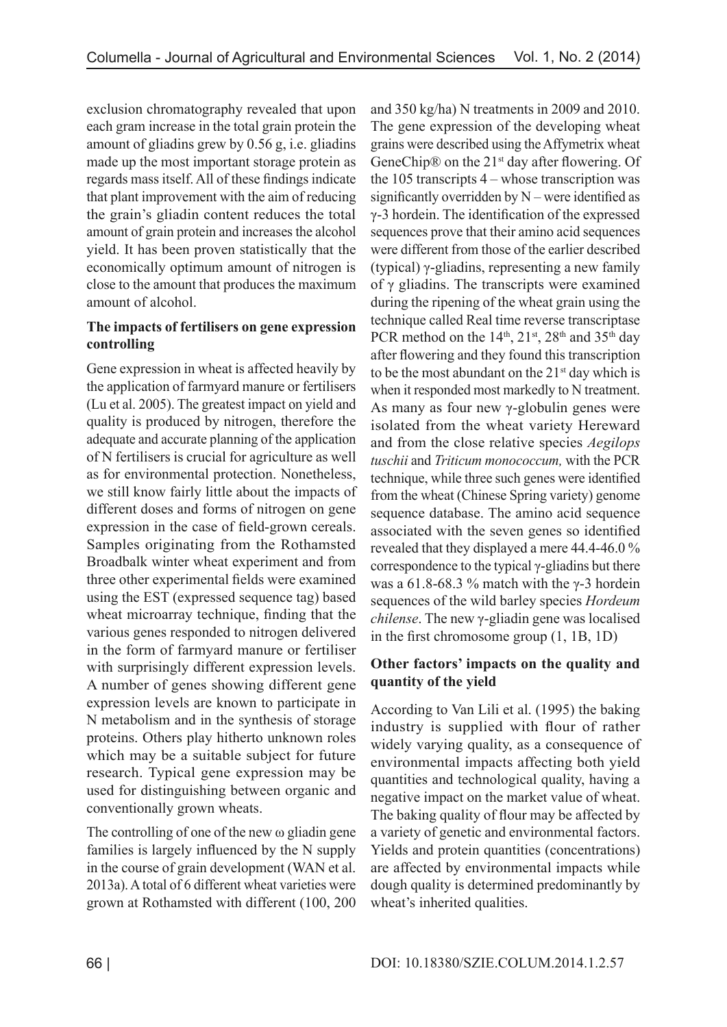exclusion chromatography revealed that upon each gram increase in the total grain protein the amount of gliadins grew by 0.56 g, i.e. gliadins made up the most important storage protein as regards mass itself. All of these findings indicate that plant improvement with the aim of reducing the grain's gliadin content reduces the total amount of grain protein and increases the alcohol yield. It has been proven statistically that the economically optimum amount of nitrogen is close to the amount that produces the maximum amount of alcohol.

**The impacts of fertilisers on gene expression controlling**

Gene expression in wheat is affected heavily by the application of farmyard manure or fertilisers (Lu et al. 2005). The greatest impact on yield and quality is produced by nitrogen, therefore the adequate and accurate planning of the application of N fertilisers is crucial for agriculture as well as for environmental protection. Nonetheless, we still know fairly little about the impacts of different doses and forms of nitrogen on gene expression in the case of field-grown cereals. Samples originating from the Rothamsted Broadbalk winter wheat experiment and from three other experimental fields were examined using the EST (expressed sequence tag) based wheat microarray technique, finding that the various genes responded to nitrogen delivered in the form of farmyard manure or fertiliser with surprisingly different expression levels. A number of genes showing different gene expression levels are known to participate in N metabolism and in the synthesis of storage proteins. Others play hitherto unknown roles which may be a suitable subject for future research. Typical gene expression may be used for distinguishing between organic and conventionally grown wheats.

The controlling of one of the new ω gliadin gene families is largely influenced by the N supply in the course of grain development (WAN et al. 2013a). A total of 6 different wheat varieties were grown at Rothamsted with different (100, 200 and 350 kg/ha) N treatments in 2009 and 2010. The gene expression of the developing wheat grains were described using the Affymetrix wheat GeneChip® on the 21st day after flowering. Of the 105 transcripts 4 – whose transcription was significantly overridden by N – were identified as γ-3 hordein. The identification of the expressed sequences prove that their amino acid sequences were different from those of the earlier described (typical) γ-gliadins, representing a new family of γ gliadins. The transcripts were examined during the ripening of the wheat grain using the technique called Real time reverse transcriptase PCR method on the 14th, 21st, 28th and 35th day after flowering and they found this transcription to be the most abundant on the 21st day which is when it responded most markedly to N treatment. As many as four new γ-globulin genes were isolated from the wheat variety Hereward and from the close relative species *Aegilops tuschii* and *Triticum monococcum,* with the PCR technique, while three such genes were identified from the wheat (Chinese Spring variety) genome sequence database. The amino acid sequence associated with the seven genes so identified revealed that they displayed a mere 44.4-46.0 % correspondence to the typical γ-gliadins but there was a 61.8-68.3 % match with the γ-3 hordein sequences of the wild barley species *Hordeum chilense*. The new γ-gliadin gene was localised in the first chromosome group (1, 1B, 1D)

**Other factors' impacts on the quality and quantity of the yield**

According to Van Lili et al. (1995) the baking industry is supplied with flour of rather widely varying quality, as a consequence of environmental impacts affecting both yield quantities and technological quality, having a negative impact on the market value of wheat. The baking quality of flour may be affected by a variety of genetic and environmental factors. Yields and protein quantities (concentrations) are affected by environmental impacts while dough quality is determined predominantly by wheat's inherited qualities.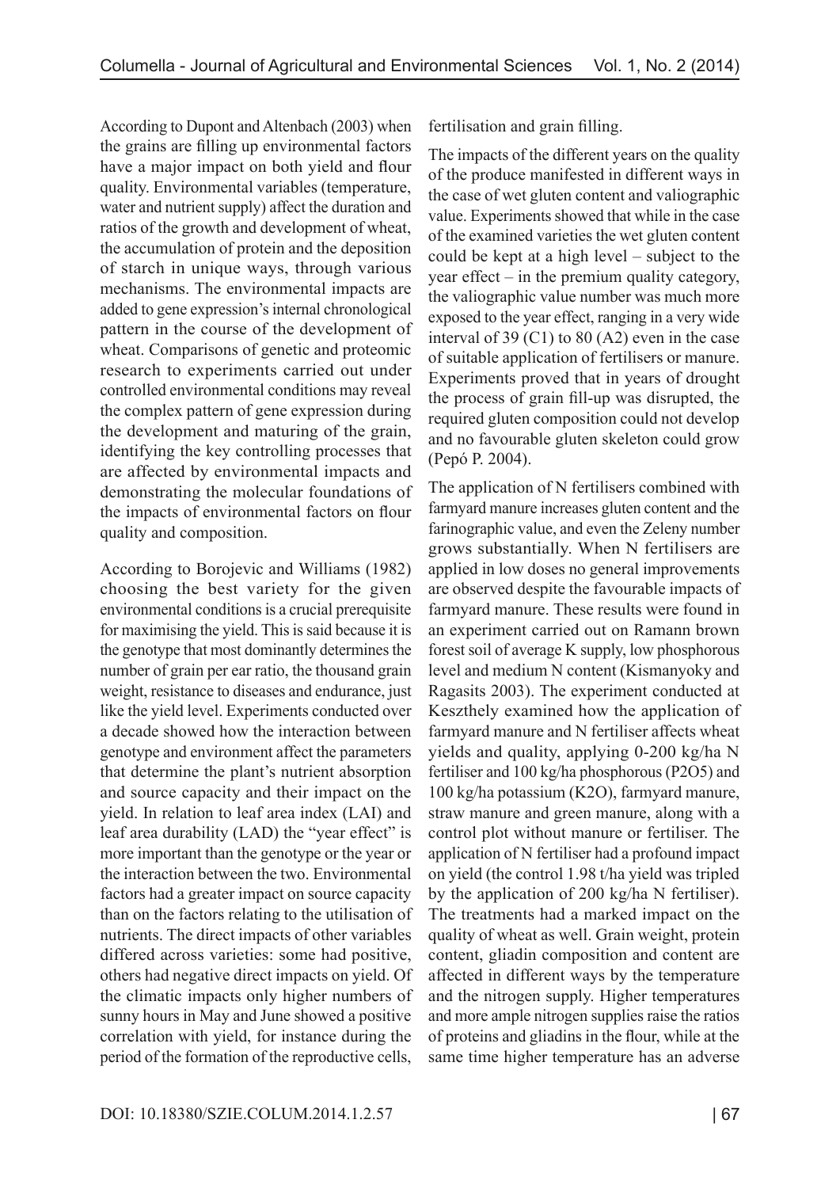According to Dupont and Altenbach (2003) when the grains are filling up environmental factors have a major impact on both yield and flour quality. Environmental variables (temperature, water and nutrient supply) affect the duration and ratios of the growth and development of wheat, the accumulation of protein and the deposition of starch in unique ways, through various mechanisms. The environmental impacts are added to gene expression's internal chronological pattern in the course of the development of wheat. Comparisons of genetic and proteomic research to experiments carried out under controlled environmental conditions may reveal the complex pattern of gene expression during the development and maturing of the grain, identifying the key controlling processes that are affected by environmental impacts and demonstrating the molecular foundations of the impacts of environmental factors on flour quality and composition.

According to Borojevic and Williams (1982) choosing the best variety for the given environmental conditions is a crucial prerequisite for maximising the yield. This is said because it is the genotype that most dominantly determines the number of grain per ear ratio, the thousand grain weight, resistance to diseases and endurance, just like the yield level. Experiments conducted over a decade showed how the interaction between genotype and environment affect the parameters that determine the plant's nutrient absorption and source capacity and their impact on the yield. In relation to leaf area index (LAI) and leaf area durability (LAD) the "year effect" is more important than the genotype or the year or the interaction between the two. Environmental factors had a greater impact on source capacity than on the factors relating to the utilisation of nutrients. The direct impacts of other variables differed across varieties: some had positive, others had negative direct impacts on yield. Of the climatic impacts only higher numbers of sunny hours in May and June showed a positive correlation with yield, for instance during the period of the formation of the reproductive cells, fertilisation and grain filling.

The impacts of the different years on the quality of the produce manifested in different ways in the case of wet gluten content and valiographic value. Experiments showed that while in the case of the examined varieties the wet gluten content could be kept at a high level – subject to the year effect – in the premium quality category, the valiographic value number was much more exposed to the year effect, ranging in a very wide interval of 39 (C1) to 80 (A2) even in the case of suitable application of fertilisers or manure. Experiments proved that in years of drought the process of grain fill-up was disrupted, the required gluten composition could not develop and no favourable gluten skeleton could grow (Pepó P. 2004).

The application of N fertilisers combined with farmyard manure increases gluten content and the farinographic value, and even the Zeleny number grows substantially. When N fertilisers are applied in low doses no general improvements are observed despite the favourable impacts of farmyard manure. These results were found in an experiment carried out on Ramann brown forest soil of average K supply, low phosphorous level and medium N content (Kismanyoky and Ragasits 2003). The experiment conducted at Keszthely examined how the application of farmyard manure and N fertiliser affects wheat yields and quality, applying 0-200 kg/ha N fertiliser and 100 kg/ha phosphorous ($P_2O_5$) and 100 kg/ha potassium ($K_2O$), farmyard manure, straw manure and green manure, along with a control plot without manure or fertiliser. The application of N fertiliser had a profound impact on yield (the control 1.98 t/ha yield was tripled by the application of 200 kg/ha N fertiliser). The treatments had a marked impact on the quality of wheat as well. Grain weight, protein content, gliadin composition and content are affected in different ways by the temperature and the nitrogen supply. Higher temperatures and more ample nitrogen supplies raise the ratios of proteins and gliadins in the flour, while at the same time higher temperature has an adverse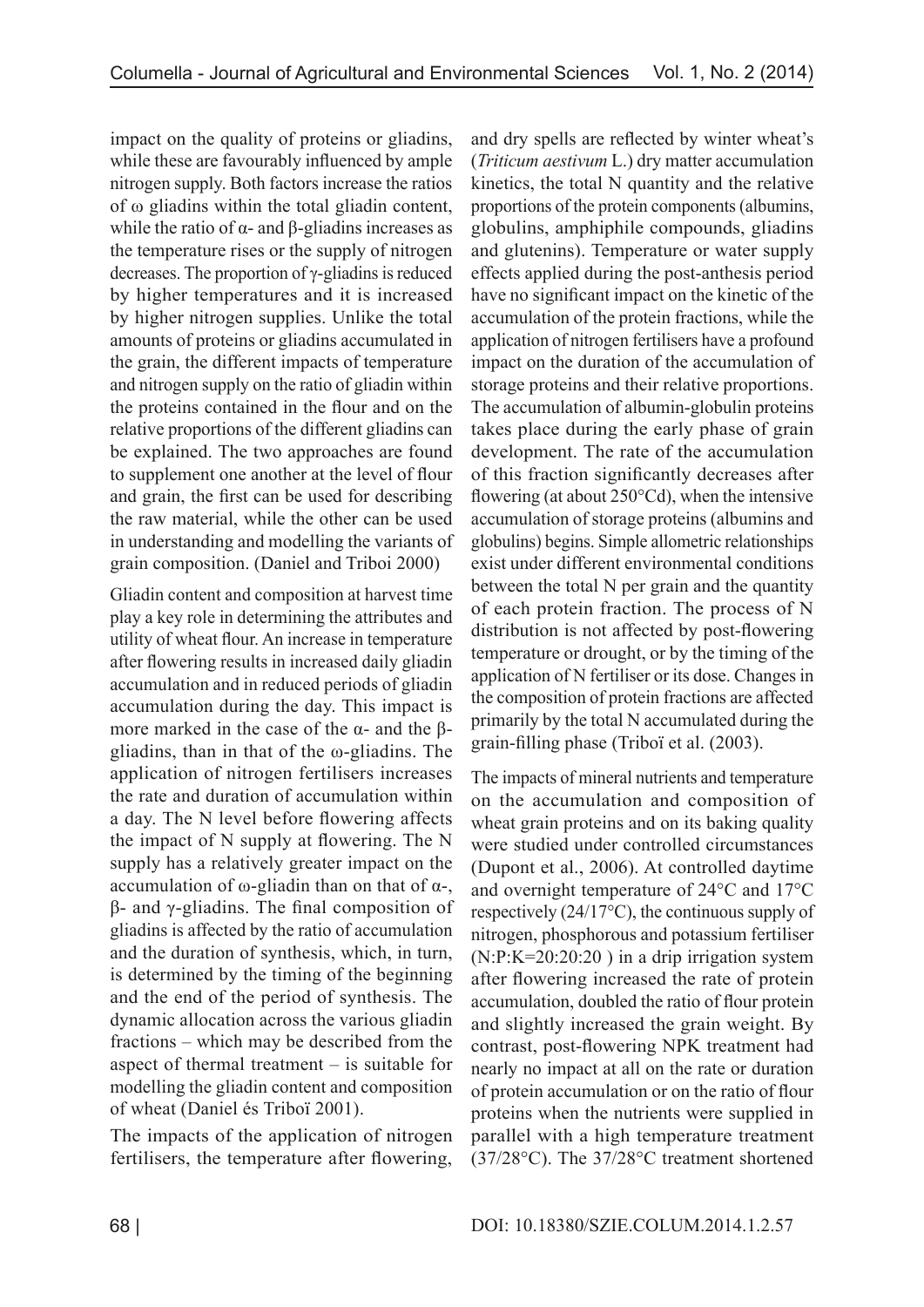impact on the quality of proteins or gliadins, while these are favourably influenced by ample nitrogen supply. Both factors increase the ratios of ω gliadins within the total gliadin content, while the ratio of α- and β-gliadins increases as the temperature rises or the supply of nitrogen decreases. The proportion of γ-gliadins is reduced by higher temperatures and it is increased by higher nitrogen supplies. Unlike the total amounts of proteins or gliadins accumulated in the grain, the different impacts of temperature and nitrogen supply on the ratio of gliadin within the proteins contained in the flour and on the relative proportions of the different gliadins can be explained. The two approaches are found to supplement one another at the level of flour and grain, the first can be used for describing the raw material, while the other can be used in understanding and modelling the variants of grain composition. (Daniel and Triboi 2000)

Gliadin content and composition at harvest time play a key role in determining the attributes and utility of wheat flour. An increase in temperature after flowering results in increased daily gliadin accumulation and in reduced periods of gliadin accumulation during the day. This impact is more marked in the case of the α- and the β-gliadins, than in that of the ω-gliadins. The application of nitrogen fertilisers increases the rate and duration of accumulation within a day. The N level before flowering affects the impact of N supply at flowering. The N supply has a relatively greater impact on the accumulation of ω-gliadin than on that of α-, β- and γ-gliadins. The final composition of gliadins is affected by the ratio of accumulation and the duration of synthesis, which, in turn, is determined by the timing of the beginning and the end of the period of synthesis. The dynamic allocation across the various gliadin fractions – which may be described from the aspect of thermal treatment – is suitable for modelling the gliadin content and composition of wheat (Daniel és Triboï 2001).

The impacts of the application of nitrogen fertilisers, the temperature after flowering, and dry spells are reflected by winter wheat's (*Triticum aestivum* L.) dry matter accumulation kinetics, the total N quantity and the relative proportions of the protein components (albumins, globulins, amphiphile compounds, gliadins and glutenins). Temperature or water supply effects applied during the post-anthesis period have no significant impact on the kinetic of the accumulation of the protein fractions, while the application of nitrogen fertilisers have a profound impact on the duration of the accumulation of storage proteins and their relative proportions. The accumulation of albumin-globulin proteins takes place during the early phase of grain development. The rate of the accumulation of this fraction significantly decreases after flowering (at about 250°Cd), when the intensive accumulation of storage proteins (albumins and globulins) begins. Simple allometric relationships exist under different environmental conditions between the total N per grain and the quantity of each protein fraction. The process of N distribution is not affected by post-flowering temperature or drought, or by the timing of the application of N fertiliser or its dose. Changes in the composition of protein fractions are affected primarily by the total N accumulated during the grain-filling phase (Triboï et al. (2003).

The impacts of mineral nutrients and temperature on the accumulation and composition of wheat grain proteins and on its baking quality were studied under controlled circumstances (Dupont et al., 2006). At controlled daytime and overnight temperature of 24°C and 17°C respectively (24/17°C), the continuous supply of nitrogen, phosphorous and potassium fertiliser (N:P:K=20:20:20 ) in a drip irrigation system after flowering increased the rate of protein accumulation, doubled the ratio of flour protein and slightly increased the grain weight. By contrast, post-flowering NPK treatment had nearly no impact at all on the rate or duration of protein accumulation or on the ratio of flour proteins when the nutrients were supplied in parallel with a high temperature treatment (37/28°C). The 37/28°C treatment shortened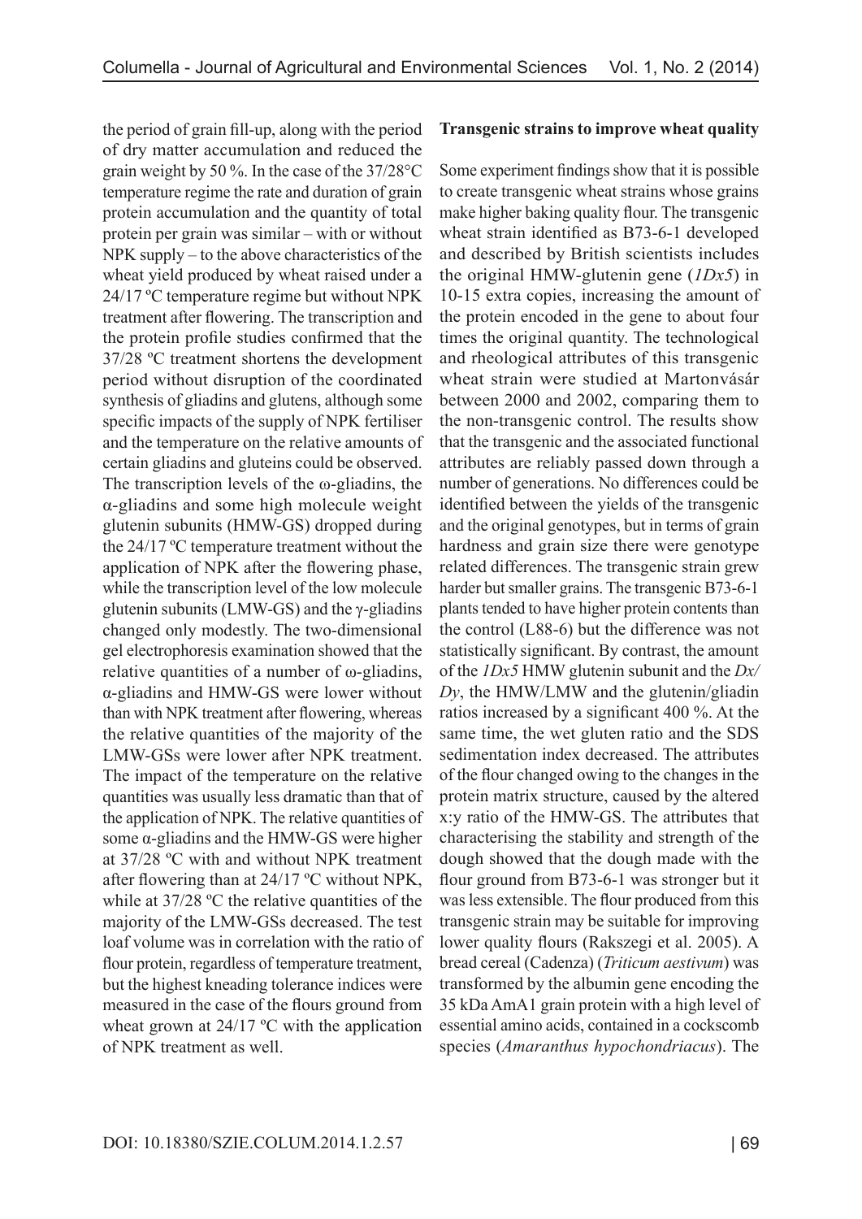the period of grain fill-up, along with the period of dry matter accumulation and reduced the grain weight by 50 %. In the case of the 37/28°C temperature regime the rate and duration of grain protein accumulation and the quantity of total protein per grain was similar – with or without NPK supply – to the above characteristics of the wheat yield produced by wheat raised under a 24/17 ºC temperature regime but without NPK treatment after flowering. The transcription and the protein profile studies confirmed that the 37/28 ºC treatment shortens the development period without disruption of the coordinated synthesis of gliadins and glutens, although some specific impacts of the supply of NPK fertiliser and the temperature on the relative amounts of certain gliadins and gluteins could be observed. The transcription levels of the ω-gliadins, the α-gliadins and some high molecule weight glutenin subunits (HMW-GS) dropped during the 24/17 ºC temperature treatment without the application of NPK after the flowering phase, while the transcription level of the low molecule glutenin subunits (LMW-GS) and the γ-gliadins changed only modestly. The two-dimensional gel electrophoresis examination showed that the relative quantities of a number of ω-gliadins, α-gliadins and HMW-GS were lower without than with NPK treatment after flowering, whereas the relative quantities of the majority of the LMW-GSs were lower after NPK treatment. The impact of the temperature on the relative quantities was usually less dramatic than that of the application of NPK. The relative quantities of some α-gliadins and the HMW-GS were higher at 37/28 ºC with and without NPK treatment after flowering than at 24/17 ºC without NPK, while at 37/28 ºC the relative quantities of the majority of the LMW-GSs decreased. The test loaf volume was in correlation with the ratio of flour protein, regardless of temperature treatment, but the highest kneading tolerance indices were measured in the case of the flours ground from wheat grown at 24/17 ºC with the application of NPK treatment as well.

**Transgenic strains to improve wheat quality**

Some experiment findings show that it is possible to create transgenic wheat strains whose grains make higher baking quality flour. The transgenic wheat strain identified as B73-6-1 developed and described by British scientists includes the original HMW-glutenin gene (*1Dx5*) in 10-15 extra copies, increasing the amount of the protein encoded in the gene to about four times the original quantity. The technological and rheological attributes of this transgenic wheat strain were studied at Martonvásár between 2000 and 2002, comparing them to the non-transgenic control. The results show that the transgenic and the associated functional attributes are reliably passed down through a number of generations. No differences could be identified between the yields of the transgenic and the original genotypes, but in terms of grain hardness and grain size there were genotype related differences. The transgenic strain grew harder but smaller grains. The transgenic B73-6-1 plants tended to have higher protein contents than the control (L88-6) but the difference was not statistically significant. By contrast, the amount of the *1Dx5* HMW glutenin subunit and the *Dx/Dy*, the HMW/LMW and the glutenin/gliadin ratios increased by a significant 400 %. At the same time, the wet gluten ratio and the SDS sedimentation index decreased. The attributes of the flour changed owing to the changes in the protein matrix structure, caused by the altered x:y ratio of the HMW-GS. The attributes that characterising the stability and strength of the dough showed that the dough made with the flour ground from B73-6-1 was stronger but it was less extensible. The flour produced from this transgenic strain may be suitable for improving lower quality flours (Rakszegi et al. 2005). A bread cereal (Cadenza) (*Triticum aestivum*) was transformed by the albumin gene encoding the 35 kDa AmA1 grain protein with a high level of essential amino acids, contained in a cockscomb species (*Amaranthus hypochondriacus*). The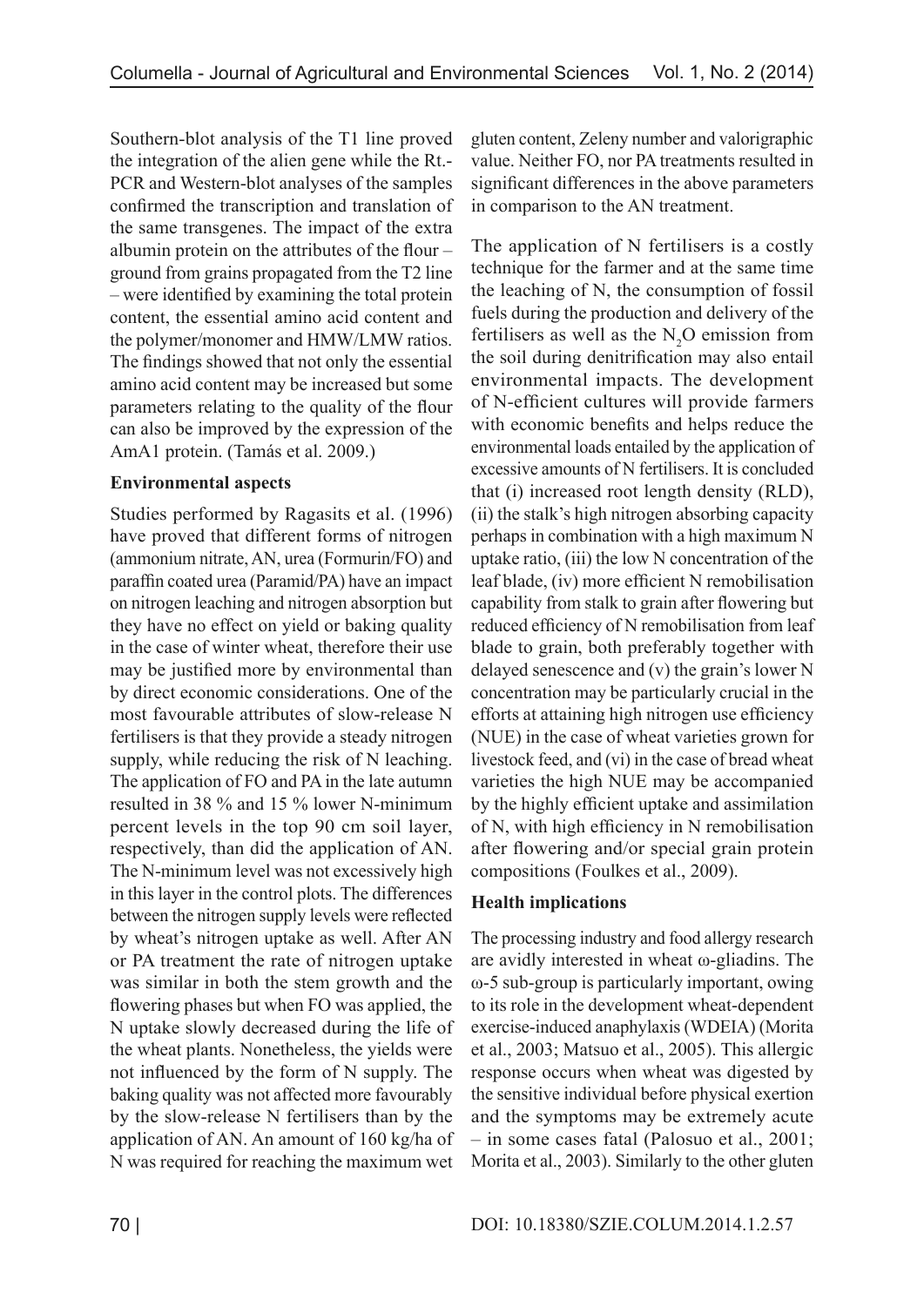Southern-blot analysis of the T1 line proved the integration of the alien gene while the Rt.-PCR and Western-blot analyses of the samples confirmed the transcription and translation of the same transgenes. The impact of the extra albumin protein on the attributes of the flour – ground from grains propagated from the T2 line – were identified by examining the total protein content, the essential amino acid content and the polymer/monomer and HMW/LMW ratios. The findings showed that not only the essential amino acid content may be increased but some parameters relating to the quality of the flour can also be improved by the expression of the AmA1 protein. (Tamás et al. 2009.)

**Environmental aspects**

Studies performed by Ragasits et al. (1996) have proved that different forms of nitrogen (ammonium nitrate, AN, urea (Formurin/FO) and paraffin coated urea (Paramid/PA) have an impact on nitrogen leaching and nitrogen absorption but they have no effect on yield or baking quality in the case of winter wheat, therefore their use may be justified more by environmental than by direct economic considerations. One of the most favourable attributes of slow-release N fertilisers is that they provide a steady nitrogen supply, while reducing the risk of N leaching. The application of FO and PA in the late autumn resulted in 38 % and 15 % lower N-minimum percent levels in the top 90 cm soil layer, respectively, than did the application of AN. The N-minimum level was not excessively high in this layer in the control plots. The differences between the nitrogen supply levels were reflected by wheat's nitrogen uptake as well. After AN or PA treatment the rate of nitrogen uptake was similar in both the stem growth and the flowering phases but when FO was applied, the N uptake slowly decreased during the life of the wheat plants. Nonetheless, the yields were not influenced by the form of N supply. The baking quality was not affected more favourably by the slow-release N fertilisers than by the application of AN. An amount of 160 kg/ha of N was required for reaching the maximum wet gluten content, Zeleny number and valorigraphic value. Neither FO, nor PA treatments resulted in significant differences in the above parameters in comparison to the AN treatment.

The application of N fertilisers is a costly technique for the farmer and at the same time the leaching of N, the consumption of fossil fuels during the production and delivery of the fertilisers as well as the $N_2O$ emission from the soil during denitrification may also entail environmental impacts. The development of N-efficient cultures will provide farmers with economic benefits and helps reduce the environmental loads entailed by the application of excessive amounts of N fertilisers. It is concluded that (i) increased root length density (RLD), (ii) the stalk's high nitrogen absorbing capacity perhaps in combination with a high maximum N uptake ratio, (iii) the low N concentration of the leaf blade, (iv) more efficient N remobilisation capability from stalk to grain after flowering but reduced efficiency of N remobilisation from leaf blade to grain, both preferably together with delayed senescence and (v) the grain's lower N concentration may be particularly crucial in the efforts at attaining high nitrogen use efficiency (NUE) in the case of wheat varieties grown for livestock feed, and (vi) in the case of bread wheat varieties the high NUE may be accompanied by the highly efficient uptake and assimilation of N, with high efficiency in N remobilisation after flowering and/or special grain protein compositions (Foulkes et al., 2009).

**Health implications**

The processing industry and food allergy research are avidly interested in wheat ω-gliadins. The ω-5 sub-group is particularly important, owing to its role in the development wheat-dependent exercise-induced anaphylaxis (WDEIA) (Morita et al., 2003; Matsuo et al., 2005). This allergic response occurs when wheat was digested by the sensitive individual before physical exertion and the symptoms may be extremely acute – in some cases fatal (Palosuo et al., 2001; Morita et al., 2003). Similarly to the other gluten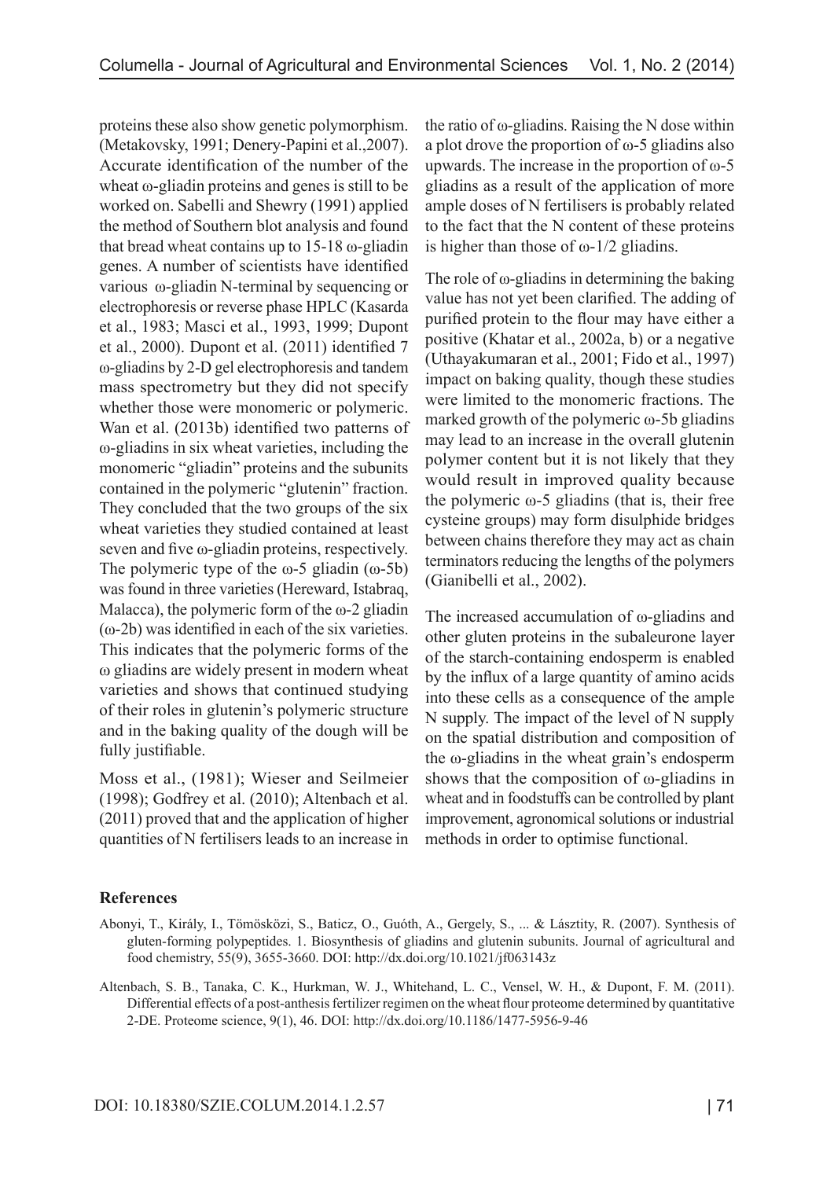proteins these also show genetic polymorphism. (Metakovsky, 1991; Denery-Papini et al.,2007). Accurate identification of the number of the wheat ω-gliadin proteins and genes is still to be worked on. Sabelli and Shewry (1991) applied the method of Southern blot analysis and found that bread wheat contains up to 15-18 ω-gliadin genes. A number of scientists have identified various ω-gliadin N-terminal by sequencing or electrophoresis or reverse phase HPLC (Kasarda et al., 1983; Masci et al., 1993, 1999; Dupont et al., 2000). Dupont et al. (2011) identified 7 ω-gliadins by 2-D gel electrophoresis and tandem mass spectrometry but they did not specify whether those were monomeric or polymeric. Wan et al. (2013b) identified two patterns of ω-gliadins in six wheat varieties, including the monomeric "gliadin" proteins and the subunits contained in the polymeric "glutenin" fraction. They concluded that the two groups of the six wheat varieties they studied contained at least seven and five ω-gliadin proteins, respectively. The polymeric type of the ω-5 gliadin (ω-5b) was found in three varieties (Hereward, Istabraq, Malacca), the polymeric form of the ω-2 gliadin (ω-2b) was identified in each of the six varieties. This indicates that the polymeric forms of the ω gliadins are widely present in modern wheat varieties and shows that continued studying of their roles in glutenin's polymeric structure and in the baking quality of the dough will be fully justifiable.

Moss et al., (1981); Wieser and Seilmeier (1998); Godfrey et al. (2010); Altenbach et al. (2011) proved that and the application of higher quantities of N fertilisers leads to an increase in the ratio of ω-gliadins. Raising the N dose within a plot drove the proportion of ω-5 gliadins also upwards. The increase in the proportion of ω-5 gliadins as a result of the application of more ample doses of N fertilisers is probably related to the fact that the N content of these proteins is higher than those of ω-1/2 gliadins.

The role of ω-gliadins in determining the baking value has not yet been clarified. The adding of purified protein to the flour may have either a positive (Khatar et al., 2002a, b) or a negative (Uthayakumaran et al., 2001; Fido et al., 1997) impact on baking quality, though these studies were limited to the monomeric fractions. The marked growth of the polymeric ω-5b gliadins may lead to an increase in the overall glutenin polymer content but it is not likely that they would result in improved quality because the polymeric ω-5 gliadins (that is, their free cysteine groups) may form disulphide bridges between chains therefore they may act as chain terminators reducing the lengths of the polymers (Gianibelli et al., 2002).

The increased accumulation of ω-gliadins and other gluten proteins in the subaleurone layer of the starch-containing endosperm is enabled by the influx of a large quantity of amino acids into these cells as a consequence of the ample N supply. The impact of the level of N supply on the spatial distribution and composition of the ω-gliadins in the wheat grain's endosperm shows that the composition of ω-gliadins in wheat and in foodstuffs can be controlled by plant improvement, agronomical solutions or industrial methods in order to optimise functional.

## References

Abonyi, T., Király, I., Tömösközi, S., Baticz, O., Guóth, A., Gergely, S., ... & Lásztity, R. (2007). Synthesis of gluten-forming polypeptides. 1. Biosynthesis of gliadins and glutenin subunits. Journal of agricultural and food chemistry, 55(9), 3655-3660. DOI: http://dx.doi.org/10.1021/jf063143z

Altenbach, S. B., Tanaka, C. K., Hurkman, W. J., Whitehand, L. C., Vensel, W. H., & Dupont, F. M. (2011). Differential effects of a post-anthesis fertilizer regimen on the wheat flour proteome determined by quantitative 2-DE. Proteome science, 9(1), 46. DOI: http://dx.doi.org/10.1186/1477-5956-9-46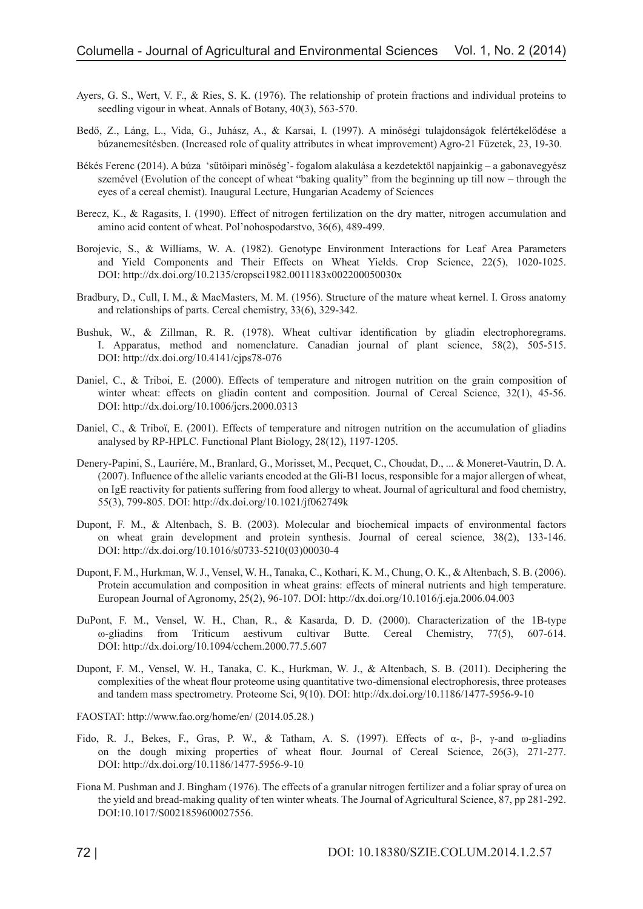Ayers, G. S., Wert, V. F., & Ries, S. K. (1976). The relationship of protein fractions and individual proteins to seedling vigour in wheat. Annals of Botany, 40(3), 563-570.

Bedő, Z., Láng, L., Vida, G., Juhász, A., & Karsai, I. (1997). A minőségi tulajdonságok felértékelődése a búzanemesítésben. (Increased role of quality attributes in wheat improvement) Agro-21 Füzetek, 23, 19-30.

Békés Ferenc (2014). A búza 'sütőipari minőség'- fogalom alakulása a kezdetektől napjainkig – a gabonavegyész szemével (Evolution of the concept of wheat "baking quality" from the beginning up till now – through the eyes of a cereal chemist). Inaugural Lecture, Hungarian Academy of Sciences

Berecz, K., & Ragasits, I. (1990). Effect of nitrogen fertilization on the dry matter, nitrogen accumulation and amino acid content of wheat. Pol'nohospodarstvo, 36(6), 489-499.

Borojevic, S., & Williams, W. A. (1982). Genotype Environment Interactions for Leaf Area Parameters and Yield Components and Their Effects on Wheat Yields. Crop Science, 22(5), 1020-1025. DOI: http://dx.doi.org/10.2135/cropsci1982.0011183x002200050030x

Bradbury, D., Cull, I. M., & MacMasters, M. M. (1956). Structure of the mature wheat kernel. I. Gross anatomy and relationships of parts. Cereal chemistry, 33(6), 329-342.

Bushuk, W., & Zillman, R. R. (1978). Wheat cultivar identification by gliadin electrophoregrams. I. Apparatus, method and nomenclature. Canadian journal of plant science, 58(2), 505-515. DOI: http://dx.doi.org/10.4141/cjps78-076

Daniel, C., & Triboi, E. (2000). Effects of temperature and nitrogen nutrition on the grain composition of winter wheat: effects on gliadin content and composition. Journal of Cereal Science, 32(1), 45-56. DOI: http://dx.doi.org/10.1006/jcrs.2000.0313

Daniel, C., & Triboï, E. (2001). Effects of temperature and nitrogen nutrition on the accumulation of gliadins analysed by RP-HPLC. Functional Plant Biology, 28(12), 1197-1205.

Denery-Papini, S., Lauriére, M., Branlard, G., Morisset, M., Pecquet, C., Choudat, D., ... & Moneret-Vautrin, D. A. (2007). Influence of the allelic variants encoded at the Gli-B1 locus, responsible for a major allergen of wheat, on IgE reactivity for patients suffering from food allergy to wheat. Journal of agricultural and food chemistry, 55(3), 799-805. DOI: http://dx.doi.org/10.1021/jf062749k

Dupont, F. M., & Altenbach, S. B. (2003). Molecular and biochemical impacts of environmental factors on wheat grain development and protein synthesis. Journal of cereal science, 38(2), 133-146. DOI: http://dx.doi.org/10.1016/s0733-5210(03)00030-4

Dupont, F. M., Hurkman, W. J., Vensel, W. H., Tanaka, C., Kothari, K. M., Chung, O. K., & Altenbach, S. B. (2006). Protein accumulation and composition in wheat grains: effects of mineral nutrients and high temperature. European Journal of Agronomy, 25(2), 96-107. DOI: http://dx.doi.org/10.1016/j.eja.2006.04.003

DuPont, F. M., Vensel, W. H., Chan, R., & Kasarda, D. D. (2000). Characterization of the 1B-type ω-gliadins from Triticum aestivum cultivar Butte. Cereal Chemistry, 77(5), 607-614. DOI: http://dx.doi.org/10.1094/cchem.2000.77.5.607

Dupont, F. M., Vensel, W. H., Tanaka, C. K., Hurkman, W. J., & Altenbach, S. B. (2011). Deciphering the complexities of the wheat flour proteome using quantitative two-dimensional electrophoresis, three proteases and tandem mass spectrometry. Proteome Sci, 9(10). DOI: http://dx.doi.org/10.1186/1477-5956-9-10

FAOSTAT: http://www.fao.org/home/en/ (2014.05.28.)

Fido, R. J., Bekes, F., Gras, P. W., & Tatham, A. S. (1997). Effects of α-, β-, γ-and ω-gliadins on the dough mixing properties of wheat flour. Journal of Cereal Science, 26(3), 271-277. DOI: http://dx.doi.org/10.1186/1477-5956-9-10

Fiona M. Pushman and J. Bingham (1976). The effects of a granular nitrogen fertilizer and a foliar spray of urea on the yield and bread-making quality of ten winter wheats. The Journal of Agricultural Science, 87, pp 281-292. DOI:10.1017/S0021859600027556.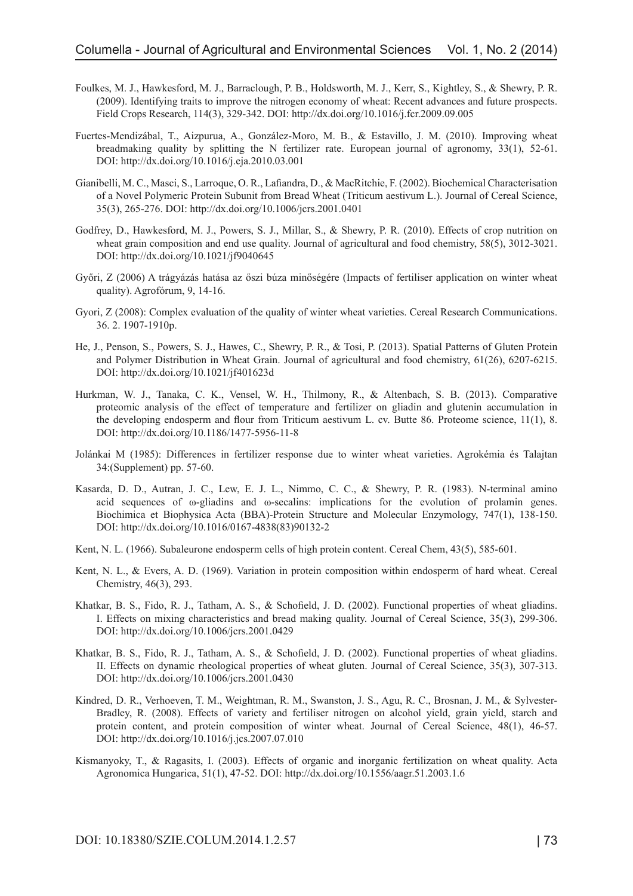Foulkes, M. J., Hawkesford, M. J., Barraclough, P. B., Holdsworth, M. J., Kerr, S., Kightley, S., & Shewry, P. R. (2009). Identifying traits to improve the nitrogen economy of wheat: Recent advances and future prospects. Field Crops Research, 114(3), 329-342. DOI: http://dx.doi.org/10.1016/j.fcr.2009.09.005

Fuertes-Mendizábal, T., Aizpurua, A., González-Moro, M. B., & Estavillo, J. M. (2010). Improving wheat breadmaking quality by splitting the N fertilizer rate. European journal of agronomy, 33(1), 52-61. DOI: http://dx.doi.org/10.1016/j.eja.2010.03.001

Gianibelli, M. C., Masci, S., Larroque, O. R., Lafiandra, D., & MacRitchie, F. (2002). Biochemical Characterisation of a Novel Polymeric Protein Subunit from Bread Wheat (Triticum aestivum L.). Journal of Cereal Science, 35(3), 265-276. DOI: http://dx.doi.org/10.1006/jcrs.2001.0401

Godfrey, D., Hawkesford, M. J., Powers, S. J., Millar, S., & Shewry, P. R. (2010). Effects of crop nutrition on wheat grain composition and end use quality. Journal of agricultural and food chemistry, 58(5), 3012-3021. DOI: http://dx.doi.org/10.1021/jf9040645

Győri, Z (2006) A trágyázás hatása az őszi búza minőségére (Impacts of fertiliser application on winter wheat quality). Agrofórum, 9, 14-16.

Gyori, Z (2008): Complex evaluation of the quality of winter wheat varieties. Cereal Research Communications. 36. 2. 1907-1910p.

He, J., Penson, S., Powers, S. J., Hawes, C., Shewry, P. R., & Tosi, P. (2013). Spatial Patterns of Gluten Protein and Polymer Distribution in Wheat Grain. Journal of agricultural and food chemistry, 61(26), 6207-6215. DOI: http://dx.doi.org/10.1021/jf401623d

Hurkman, W. J., Tanaka, C. K., Vensel, W. H., Thilmony, R., & Altenbach, S. B. (2013). Comparative proteomic analysis of the effect of temperature and fertilizer on gliadin and glutenin accumulation in the developing endosperm and flour from Triticum aestivum L. cv. Butte 86. Proteome science, 11(1), 8. DOI: http://dx.doi.org/10.1186/1477-5956-11-8

Jolánkai M (1985): Differences in fertilizer response due to winter wheat varieties. Agrokémia és Talajtan 34:(Supplement) pp. 57-60.

Kasarda, D. D., Autran, J. C., Lew, E. J. L., Nimmo, C. C., & Shewry, P. R. (1983). N-terminal amino acid sequences of ω-gliadins and ω-secalins: implications for the evolution of prolamin genes. Biochimica et Biophysica Acta (BBA)-Protein Structure and Molecular Enzymology, 747(1), 138-150. DOI: http://dx.doi.org/10.1016/0167-4838(83)90132-2

Kent, N. L. (1966). Subaleurone endosperm cells of high protein content. Cereal Chem, 43(5), 585-601.

Kent, N. L., & Evers, A. D. (1969). Variation in protein composition within endosperm of hard wheat. Cereal Chemistry, 46(3), 293.

Khatkar, B. S., Fido, R. J., Tatham, A. S., & Schofield, J. D. (2002). Functional properties of wheat gliadins. I. Effects on mixing characteristics and bread making quality. Journal of Cereal Science, 35(3), 299-306. DOI: http://dx.doi.org/10.1006/jcrs.2001.0429

Khatkar, B. S., Fido, R. J., Tatham, A. S., & Schofield, J. D. (2002). Functional properties of wheat gliadins. II. Effects on dynamic rheological properties of wheat gluten. Journal of Cereal Science, 35(3), 307-313. DOI: http://dx.doi.org/10.1006/jcrs.2001.0430

Kindred, D. R., Verhoeven, T. M., Weightman, R. M., Swanston, J. S., Agu, R. C., Brosnan, J. M., & Sylvester-Bradley, R. (2008). Effects of variety and fertiliser nitrogen on alcohol yield, grain yield, starch and protein content, and protein composition of winter wheat. Journal of Cereal Science, 48(1), 46-57. DOI: http://dx.doi.org/10.1016/j.jcs.2007.07.010

Kismanyoky, T., & Ragasits, I. (2003). Effects of organic and inorganic fertilization on wheat quality. Acta Agronomica Hungarica, 51(1), 47-52. DOI: http://dx.doi.org/10.1556/aagr.51.2003.1.6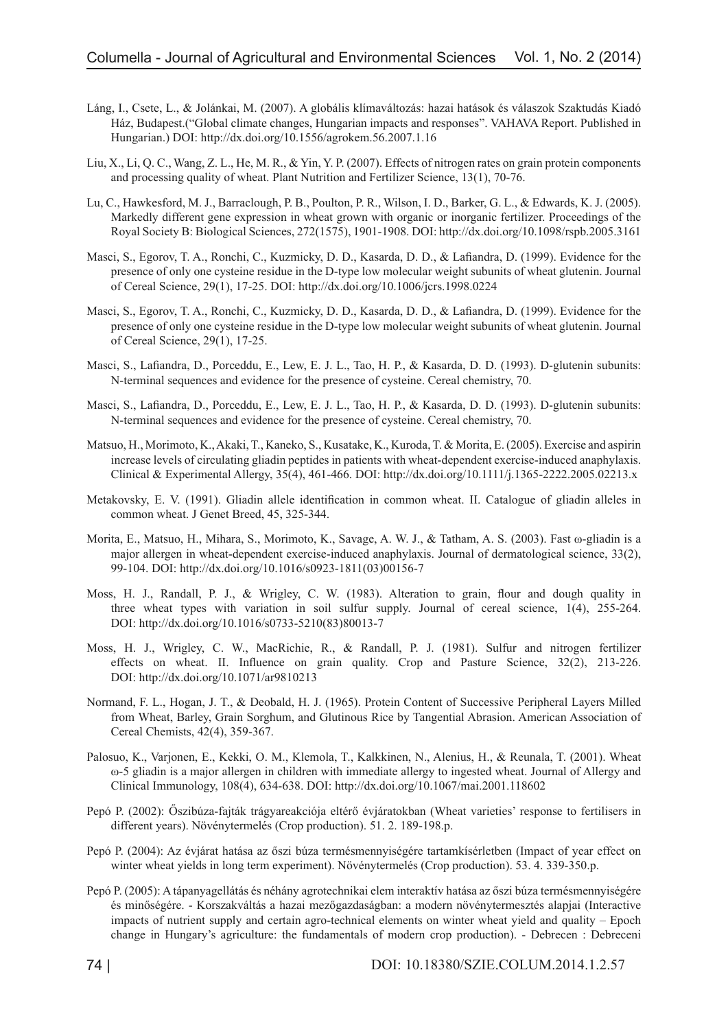Láng, I., Csete, L., & Jolánkai, M. (2007). A globális klímaváltozás: hazai hatások és válaszok Szaktudás Kiadó Ház, Budapest.("Global climate changes, Hungarian impacts and responses". VAHAVA Report. Published in Hungarian.) DOI: http://dx.doi.org/10.1556/agrokem.56.2007.1.16

Liu, X., Li, Q. C., Wang, Z. L., He, M. R., & Yin, Y. P. (2007). Effects of nitrogen rates on grain protein components and processing quality of wheat. Plant Nutrition and Fertilizer Science, 13(1), 70-76.

Lu, C., Hawkesford, M. J., Barraclough, P. B., Poulton, P. R., Wilson, I. D., Barker, G. L., & Edwards, K. J. (2005). Markedly different gene expression in wheat grown with organic or inorganic fertilizer. Proceedings of the Royal Society B: Biological Sciences, 272(1575), 1901-1908. DOI: http://dx.doi.org/10.1098/rspb.2005.3161

Masci, S., Egorov, T. A., Ronchi, C., Kuzmicky, D. D., Kasarda, D. D., & Lafiandra, D. (1999). Evidence for the presence of only one cysteine residue in the D-type low molecular weight subunits of wheat glutenin. Journal of Cereal Science, 29(1), 17-25. DOI: http://dx.doi.org/10.1006/jcrs.1998.0224

Masci, S., Egorov, T. A., Ronchi, C., Kuzmicky, D. D., Kasarda, D. D., & Lafiandra, D. (1999). Evidence for the presence of only one cysteine residue in the D-type low molecular weight subunits of wheat glutenin. Journal of Cereal Science, 29(1), 17-25.

Masci, S., Lafiandra, D., Porceddu, E., Lew, E. J. L., Tao, H. P., & Kasarda, D. D. (1993). D-glutenin subunits: N-terminal sequences and evidence for the presence of cysteine. Cereal chemistry, 70.

Masci, S., Lafiandra, D., Porceddu, E., Lew, E. J. L., Tao, H. P., & Kasarda, D. D. (1993). D-glutenin subunits: N-terminal sequences and evidence for the presence of cysteine. Cereal chemistry, 70.

Matsuo, H., Morimoto, K., Akaki, T., Kaneko, S., Kusatake, K., Kuroda, T. & Morita, E. (2005). Exercise and aspirin increase levels of circulating gliadin peptides in patients with wheat-dependent exercise-induced anaphylaxis. Clinical & Experimental Allergy, 35(4), 461-466. DOI: http://dx.doi.org/10.1111/j.1365-2222.2005.02213.x

Metakovsky, E. V. (1991). Gliadin allele identification in common wheat. II. Catalogue of gliadin alleles in common wheat. J Genet Breed, 45, 325-344.

Morita, E., Matsuo, H., Mihara, S., Morimoto, K., Savage, A. W. J., & Tatham, A. S. (2003). Fast ω-gliadin is a major allergen in wheat-dependent exercise-induced anaphylaxis. Journal of dermatological science, 33(2), 99-104. DOI: http://dx.doi.org/10.1016/s0923-1811(03)00156-7

Moss, H. J., Randall, P. J., & Wrigley, C. W. (1983). Alteration to grain, flour and dough quality in three wheat types with variation in soil sulfur supply. Journal of cereal science, 1(4), 255-264. DOI: http://dx.doi.org/10.1016/s0733-5210(83)80013-7

Moss, H. J., Wrigley, C. W., MacRichie, R., & Randall, P. J. (1981). Sulfur and nitrogen fertilizer effects on wheat. II. Influence on grain quality. Crop and Pasture Science, 32(2), 213-226. DOI: http://dx.doi.org/10.1071/ar9810213

Normand, F. L., Hogan, J. T., & Deobald, H. J. (1965). Protein Content of Successive Peripheral Layers Milled from Wheat, Barley, Grain Sorghum, and Glutinous Rice by Tangential Abrasion. American Association of Cereal Chemists, 42(4), 359-367.

Palosuo, K., Varjonen, E., Kekki, O. M., Klemola, T., Kalkkinen, N., Alenius, H., & Reunala, T. (2001). Wheat ω-5 gliadin is a major allergen in children with immediate allergy to ingested wheat. Journal of Allergy and Clinical Immunology, 108(4), 634-638. DOI: http://dx.doi.org/10.1067/mai.2001.118602

Pepó P. (2002): Őszibúza-fajták trágyareakciója eltérő évjáratokban (Wheat varieties' response to fertilisers in different years). Növénytermelés (Crop production). 51. 2. 189-198.p.

Pepó P. (2004): Az évjárat hatása az őszi búza termésmennyiségére tartamkísérletben (Impact of year effect on winter wheat yields in long term experiment). Növénytermelés (Crop production). 53. 4. 339-350.p.

Pepó P. (2005): A tápanyagellátás és néhány agrotechnikai elem interaktív hatása az őszi búza termésmennyiségére és minőségére. - Korszakváltás a hazai mezőgazdaságban: a modern növénytermesztés alapjai (Interactive impacts of nutrient supply and certain agro-technical elements on winter wheat yield and quality – Epoch change in Hungary's agriculture: the fundamentals of modern crop production). - Debrecen : Debreceni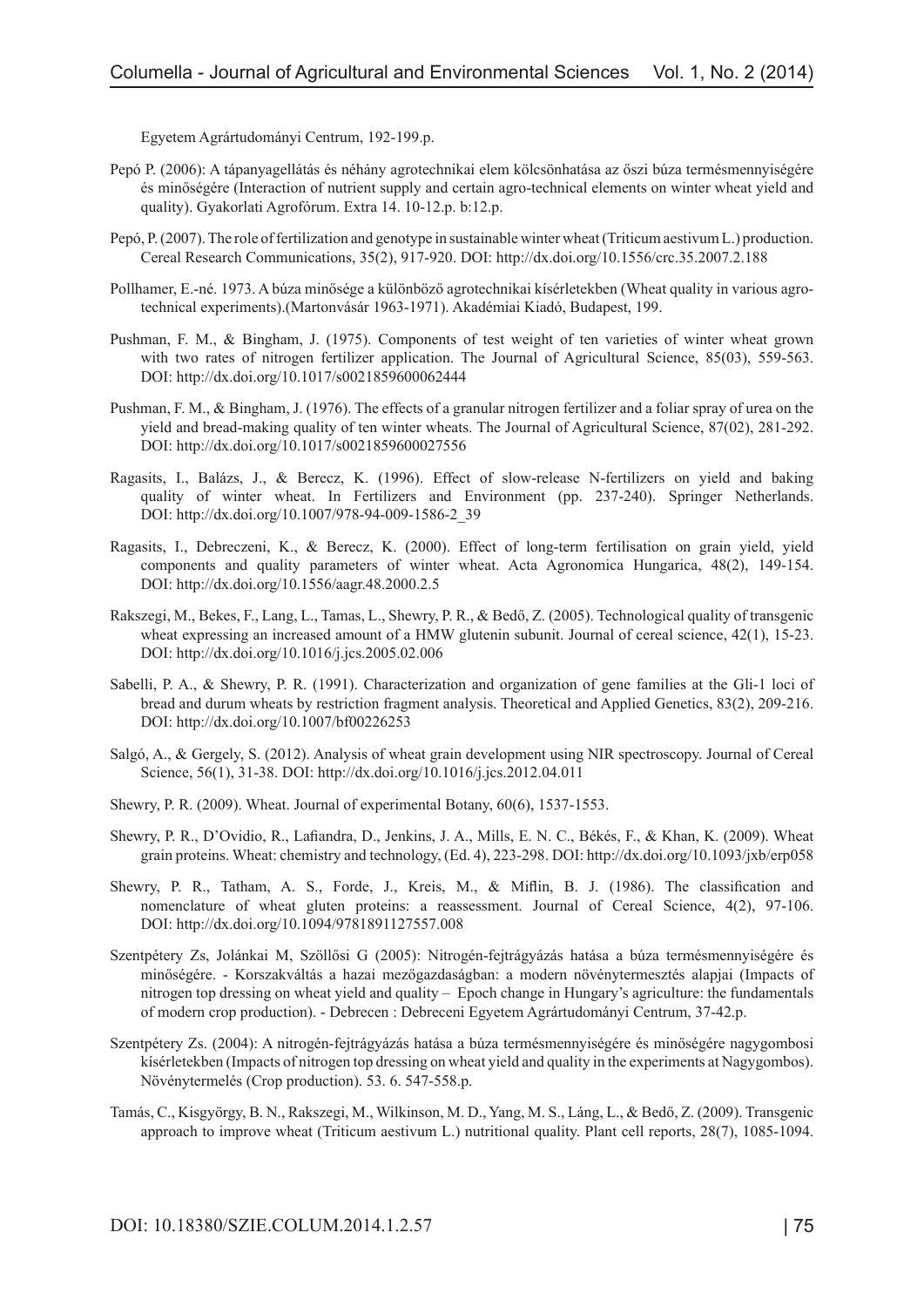Egyetem Agrártudományi Centrum, 192-199.p.

Pepó P. (2006): A tápanyagellátás és néhány agrotechnikai elem kölcsönhatása az őszi búza termésmennyiségére és minőségére (Interaction of nutrient supply and certain agro-technical elements on winter wheat yield and quality). Gyakorlati Agrofórum. Extra 14. 10-12.p. b:12.p.

Pepó, P. (2007). The role of fertilization and genotype in sustainable winter wheat (Triticum aestivum L.) production. Cereal Research Communications, 35(2), 917-920. DOI: http://dx.doi.org/10.1556/crc.35.2007.2.188

Pollhamer, E.-né. 1973. A búza minősége a különböző agrotechnikai kísérletekben (Wheat quality in various agro-technical experiments).(Martonvásár 1963-1971). Akadémiai Kiadó, Budapest, 199.

Pushman, F. M., & Bingham, J. (1975). Components of test weight of ten varieties of winter wheat grown with two rates of nitrogen fertilizer application. The Journal of Agricultural Science, 85(03), 559-563. DOI: http://dx.doi.org/10.1017/s0021859600062444

Pushman, F. M., & Bingham, J. (1976). The effects of a granular nitrogen fertilizer and a foliar spray of urea on the yield and bread-making quality of ten winter wheats. The Journal of Agricultural Science, 87(02), 281-292. DOI: http://dx.doi.org/10.1017/s0021859600027556

Ragasits, I., Balázs, J., & Berecz, K. (1996). Effect of slow-release N-fertilizers on yield and baking quality of winter wheat. In Fertilizers and Environment (pp. 237-240). Springer Netherlands. DOI: http://dx.doi.org/10.1007/978-94-009-1586-2_39

Ragasits, I., Debreczeni, K., & Berecz, K. (2000). Effect of long-term fertilisation on grain yield, yield components and quality parameters of winter wheat. Acta Agronomica Hungarica, 48(2), 149-154. DOI: http://dx.doi.org/10.1556/aagr.48.2000.2.5

Rakszegi, M., Bekes, F., Lang, L., Tamas, L., Shewry, P. R., & Bedő, Z. (2005). Technological quality of transgenic wheat expressing an increased amount of a HMW glutenin subunit. Journal of cereal science, 42(1), 15-23. DOI: http://dx.doi.org/10.1016/j.jcs.2005.02.006

Sabelli, P. A., & Shewry, P. R. (1991). Characterization and organization of gene families at the Gli-1 loci of bread and durum wheats by restriction fragment analysis. Theoretical and Applied Genetics, 83(2), 209-216. DOI: http://dx.doi.org/10.1007/bf00226253

Salgó, A., & Gergely, S. (2012). Analysis of wheat grain development using NIR spectroscopy. Journal of Cereal Science, 56(1), 31-38. DOI: http://dx.doi.org/10.1016/j.jcs.2012.04.011

Shewry, P. R. (2009). Wheat. Journal of experimental Botany, 60(6), 1537-1553.

Shewry, P. R., D'Ovidio, R., Lafiandra, D., Jenkins, J. A., Mills, E. N. C., Békés, F., & Khan, K. (2009). Wheat grain proteins. Wheat: chemistry and technology, (Ed. 4), 223-298. DOI: http://dx.doi.org/10.1093/jxb/erp058

Shewry, P. R., Tatham, A. S., Forde, J., Kreis, M., & Miflin, B. J. (1986). The classification and nomenclature of wheat gluten proteins: a reassessment. Journal of Cereal Science, 4(2), 97-106. DOI: http://dx.doi.org/10.1094/9781891127557.008

Szentpétery Zs, Jolánkai M, Szöllősi G (2005): Nitrogén-fejtrágyázás hatása a búza termésmennyiségére és minőségére. - Korszakváltás a hazai mezőgazdaságban: a modern növénytermesztés alapjai (Impacts of nitrogen top dressing on wheat yield and quality – Epoch change in Hungary's agriculture: the fundamentals of modern crop production). - Debrecen : Debreceni Egyetem Agrártudományi Centrum, 37-42.p.

Szentpétery Zs. (2004): A nitrogén-fejtrágyázás hatása a búza termésmennyiségére és minőségére nagygombosi kísérletekben (Impacts of nitrogen top dressing on wheat yield and quality in the experiments at Nagygombos). Növénytermelés (Crop production). 53. 6. 547-558.p.

Tamás, C., Kisgyörgy, B. N., Rakszegi, M., Wilkinson, M. D., Yang, M. S., Láng, L., & Bedő, Z. (2009). Transgenic approach to improve wheat (Triticum aestivum L.) nutritional quality. Plant cell reports, 28(7), 1085-1094.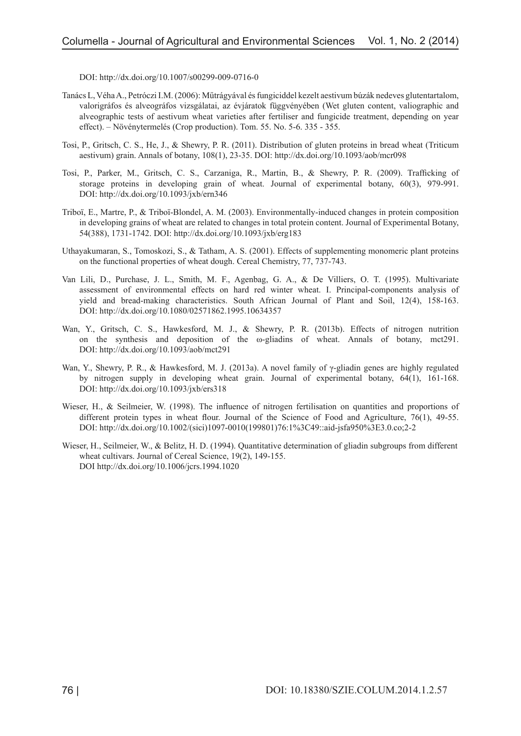DOI: http://dx.doi.org/10.1007/s00299-009-0716-0

Tanács L, Véha A., Petróczi I.M. (2006): Műtrágyával és fungiciddel kezelt aestivum búzák nedeves glutentartalom, valorigráfos és alveográfos vizsgálatai, az évjáratok függvényében (Wet gluten content, valiographic and alveographic tests of aestivum wheat varieties after fertiliser and fungicide treatment, depending on year effect). – Növénytermelés (Crop production). Tom. 55. No. 5-6. 335 - 355.

Tosi, P., Gritsch, C. S., He, J., & Shewry, P. R. (2011). Distribution of gluten proteins in bread wheat (Triticum aestivum) grain. Annals of botany, 108(1), 23-35. DOI: http://dx.doi.org/10.1093/aob/mcr098

Tosi, P., Parker, M., Gritsch, C. S., Carzaniga, R., Martin, B., & Shewry, P. R. (2009). Trafficking of storage proteins in developing grain of wheat. Journal of experimental botany, 60(3), 979-991. DOI: http://dx.doi.org/10.1093/jxb/ern346

Triboï, E., Martre, P., & Triboï-Blondel, A. M. (2003). Environmentally-induced changes in protein composition in developing grains of wheat are related to changes in total protein content. Journal of Experimental Botany, 54(388), 1731-1742. DOI: http://dx.doi.org/10.1093/jxb/erg183

Uthayakumaran, S., Tomoskozi, S., & Tatham, A. S. (2001). Effects of supplementing monomeric plant proteins on the functional properties of wheat dough. Cereal Chemistry, 77, 737-743.

Van Lili, D., Purchase, J. L., Smith, M. F., Agenbag, G. A., & De Villiers, O. T. (1995). Multivariate assessment of environmental effects on hard red winter wheat. I. Principal-components analysis of yield and bread-making characteristics. South African Journal of Plant and Soil, 12(4), 158-163. DOI: http://dx.doi.org/10.1080/02571862.1995.10634357

Wan, Y., Gritsch, C. S., Hawkesford, M. J., & Shewry, P. R. (2013b). Effects of nitrogen nutrition on the synthesis and deposition of the ω-gliadins of wheat. Annals of botany, mct291. DOI: http://dx.doi.org/10.1093/aob/mct291

Wan, Y., Shewry, P. R., & Hawkesford, M. J. (2013a). A novel family of γ-gliadin genes are highly regulated by nitrogen supply in developing wheat grain. Journal of experimental botany, 64(1), 161-168. DOI: http://dx.doi.org/10.1093/jxb/ers318

Wieser, H., & Seilmeier, W. (1998). The influence of nitrogen fertilisation on quantities and proportions of different protein types in wheat flour. Journal of the Science of Food and Agriculture, 76(1), 49-55. DOI: http://dx.doi.org/10.1002/(sici)1097-0010(199801)76:1%3C49::aid-jsfa950%3E3.0.co;2-2

Wieser, H., Seilmeier, W., & Belitz, H. D. (1994). Quantitative determination of gliadin subgroups from different wheat cultivars. Journal of Cereal Science, 19(2), 149-155.
DOI http://dx.doi.org/10.1006/jcrs.1994.1020